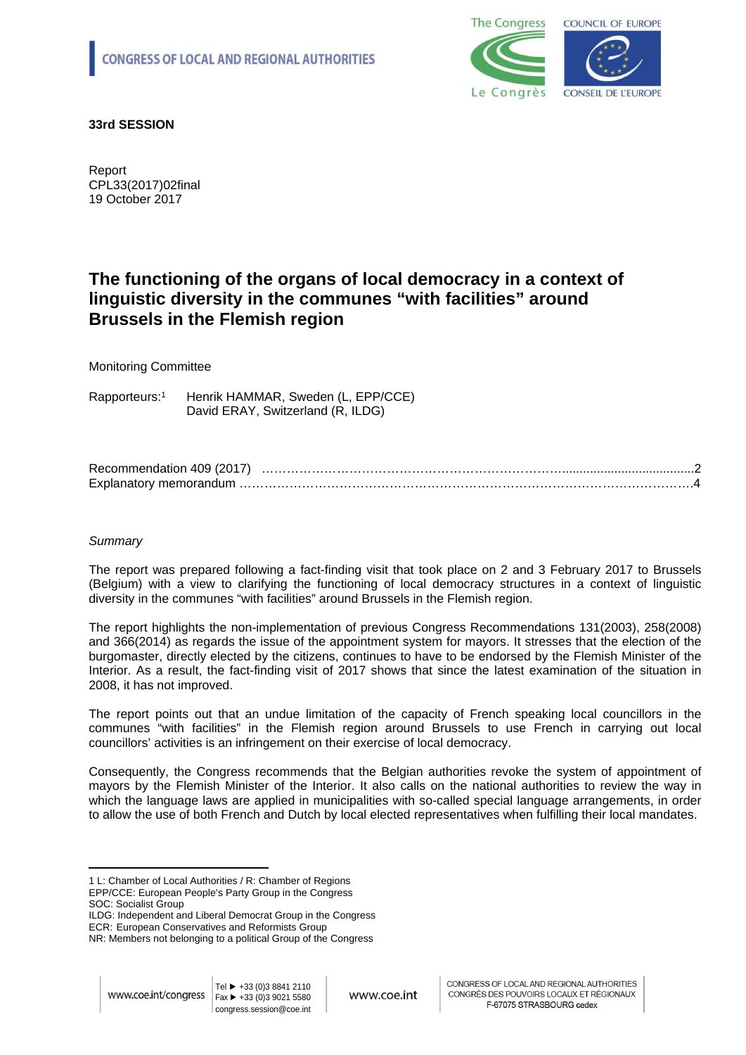CONGRESS OF LOCAL AND REGIONAL AUTHORITIES

**33rd SESSION**

Report
CPL33(2017)02final
19 October 2017

# The functioning of the organs of local democracy in a context of linguistic diversity in the communes "with facilities" around Brussels in the Flemish region

Monitoring Committee

Rapporteurs:[1] Henrik HAMMAR, Sweden (L, EPP/CCE)
David ERAY, Switzerland (R, ILDG)

Recommendation 409 (2017) ....................................................................................................2
Explanatory memorandum .......................................................................................................4

*Summary*

The report was prepared following a fact-finding visit that took place on 2 and 3 February 2017 to Brussels (Belgium) with a view to clarifying the functioning of local democracy structures in a context of linguistic diversity in the communes "with facilities" around Brussels in the Flemish region.

The report highlights the non-implementation of previous Congress Recommendations 131(2003), 258(2008) and 366(2014) as regards the issue of the appointment system for mayors. It stresses that the election of the burgomaster, directly elected by the citizens, continues to have to be endorsed by the Flemish Minister of the Interior. As a result, the fact-finding visit of 2017 shows that since the latest examination of the situation in 2008, it has not improved.

The report points out that an undue limitation of the capacity of French speaking local councillors in the communes "with facilities" in the Flemish region around Brussels to use French in carrying out local councillors' activities is an infringement on their exercise of local democracy.

Consequently, the Congress recommends that the Belgian authorities revoke the system of appointment of mayors by the Flemish Minister of the Interior. It also calls on the national authorities to review the way in which the language laws are applied in municipalities with so-called special language arrangements, in order to allow the use of both French and Dutch by local elected representatives when fulfilling their local mandates.

---

1 L: Chamber of Local Authorities / R: Chamber of Regions
EPP/CCE: European People's Party Group in the Congress
SOC: Socialist Group
ILDG: Independent and Liberal Democrat Group in the Congress
ECR: European Conservatives and Reformists Group
NR: Members not belonging to a political Group of the Congress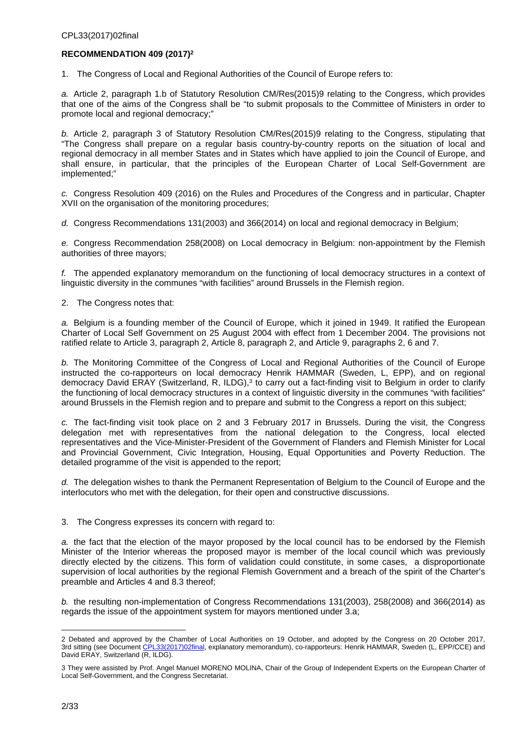**RECOMMENDATION 409 (2017)**[2]

1. The Congress of Local and Regional Authorities of the Council of Europe refers to:

*a.* Article 2, paragraph 1.b of Statutory Resolution CM/Res(2015)9 relating to the Congress, which provides that one of the aims of the Congress shall be "to submit proposals to the Committee of Ministers in order to promote local and regional democracy;"

*b.* Article 2, paragraph 3 of Statutory Resolution CM/Res(2015)9 relating to the Congress, stipulating that "The Congress shall prepare on a regular basis country-by-country reports on the situation of local and regional democracy in all member States and in States which have applied to join the Council of Europe, and shall ensure, in particular, that the principles of the European Charter of Local Self-Government are implemented;"

*c.* Congress Resolution 409 (2016) on the Rules and Procedures of the Congress and in particular, Chapter XVII on the organisation of the monitoring procedures;

*d.* Congress Recommendations 131(2003) and 366(2014) on local and regional democracy in Belgium;

*e.* Congress Recommendation 258(2008) on Local democracy in Belgium: non-appointment by the Flemish authorities of three mayors;

*f.* The appended explanatory memorandum on the functioning of local democracy structures in a context of linguistic diversity in the communes "with facilities" around Brussels in the Flemish region.

2. The Congress notes that:

*a.* Belgium is a founding member of the Council of Europe, which it joined in 1949. It ratified the European Charter of Local Self Government on 25 August 2004 with effect from 1 December 2004. The provisions not ratified relate to Article 3, paragraph 2, Article 8, paragraph 2, and Article 9, paragraphs 2, 6 and 7.

*b.* The Monitoring Committee of the Congress of Local and Regional Authorities of the Council of Europe instructed the co-rapporteurs on local democracy Henrik HAMMAR (Sweden, L, EPP), and on regional democracy David ERAY (Switzerland, R, ILDG),[3] to carry out a fact-finding visit to Belgium in order to clarify the functioning of local democracy structures in a context of linguistic diversity in the communes "with facilities" around Brussels in the Flemish region and to prepare and submit to the Congress a report on this subject;

*c.* The fact-finding visit took place on 2 and 3 February 2017 in Brussels. During the visit, the Congress delegation met with representatives from the national delegation to the Congress, local elected representatives and the Vice-Minister-President of the Government of Flanders and Flemish Minister for Local and Provincial Government, Civic Integration, Housing, Equal Opportunities and Poverty Reduction. The detailed programme of the visit is appended to the report;

*d.* The delegation wishes to thank the Permanent Representation of Belgium to the Council of Europe and the interlocutors who met with the delegation, for their open and constructive discussions.

3. The Congress expresses its concern with regard to:

*a.* the fact that the election of the mayor proposed by the local council has to be endorsed by the Flemish Minister of the Interior whereas the proposed mayor is member of the local council which was previously directly elected by the citizens. This form of validation could constitute, in some cases, a disproportionate supervision of local authorities by the regional Flemish Government and a breach of the spirit of the Charter's preamble and Articles 4 and 8.3 thereof;

*b.* the resulting non-implementation of Congress Recommendations 131(2003), 258(2008) and 366(2014) as regards the issue of the appointment system for mayors mentioned under 3.a;

---

2 Debated and approved by the Chamber of Local Authorities on 19 October, and adopted by the Congress on 20 October 2017, 3rd sitting (see Document CPL33(2017)02final, explanatory memorandum), co-rapporteurs: Henrik HAMMAR, Sweden (L, EPP/CCE) and David ERAY, Switzerland (R, ILDG).

3 They were assisted by Prof. Angel Manuel MORENO MOLINA, Chair of the Group of Independent Experts on the European Charter of Local Self-Government, and the Congress Secretariat.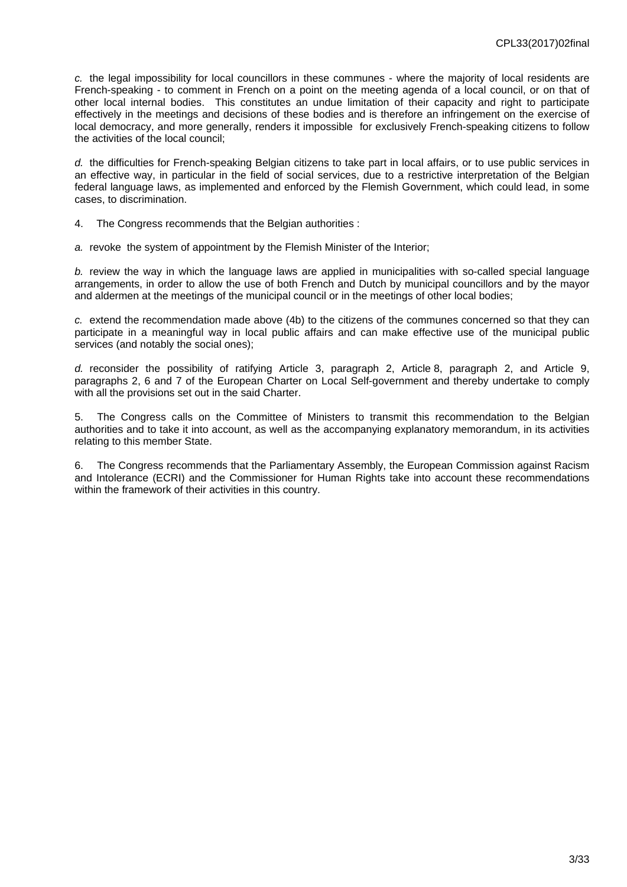*c.* the legal impossibility for local councillors in these communes - where the majority of local residents are French-speaking - to comment in French on a point on the meeting agenda of a local council, or on that of other local internal bodies. This constitutes an undue limitation of their capacity and right to participate effectively in the meetings and decisions of these bodies and is therefore an infringement on the exercise of local democracy, and more generally, renders it impossible for exclusively French-speaking citizens to follow the activities of the local council;

*d.* the difficulties for French-speaking Belgian citizens to take part in local affairs, or to use public services in an effective way, in particular in the field of social services, due to a restrictive interpretation of the Belgian federal language laws, as implemented and enforced by the Flemish Government, which could lead, in some cases, to discrimination.

4. The Congress recommends that the Belgian authorities :

*a.* revoke the system of appointment by the Flemish Minister of the Interior;

*b.* review the way in which the language laws are applied in municipalities with so-called special language arrangements, in order to allow the use of both French and Dutch by municipal councillors and by the mayor and aldermen at the meetings of the municipal council or in the meetings of other local bodies;

*c.* extend the recommendation made above (4b) to the citizens of the communes concerned so that they can participate in a meaningful way in local public affairs and can make effective use of the municipal public services (and notably the social ones);

*d.* reconsider the possibility of ratifying Article 3, paragraph 2, Article 8, paragraph 2, and Article 9, paragraphs 2, 6 and 7 of the European Charter on Local Self-government and thereby undertake to comply with all the provisions set out in the said Charter.

5. The Congress calls on the Committee of Ministers to transmit this recommendation to the Belgian authorities and to take it into account, as well as the accompanying explanatory memorandum, in its activities relating to this member State.

6. The Congress recommends that the Parliamentary Assembly, the European Commission against Racism and Intolerance (ECRI) and the Commissioner for Human Rights take into account these recommendations within the framework of their activities in this country.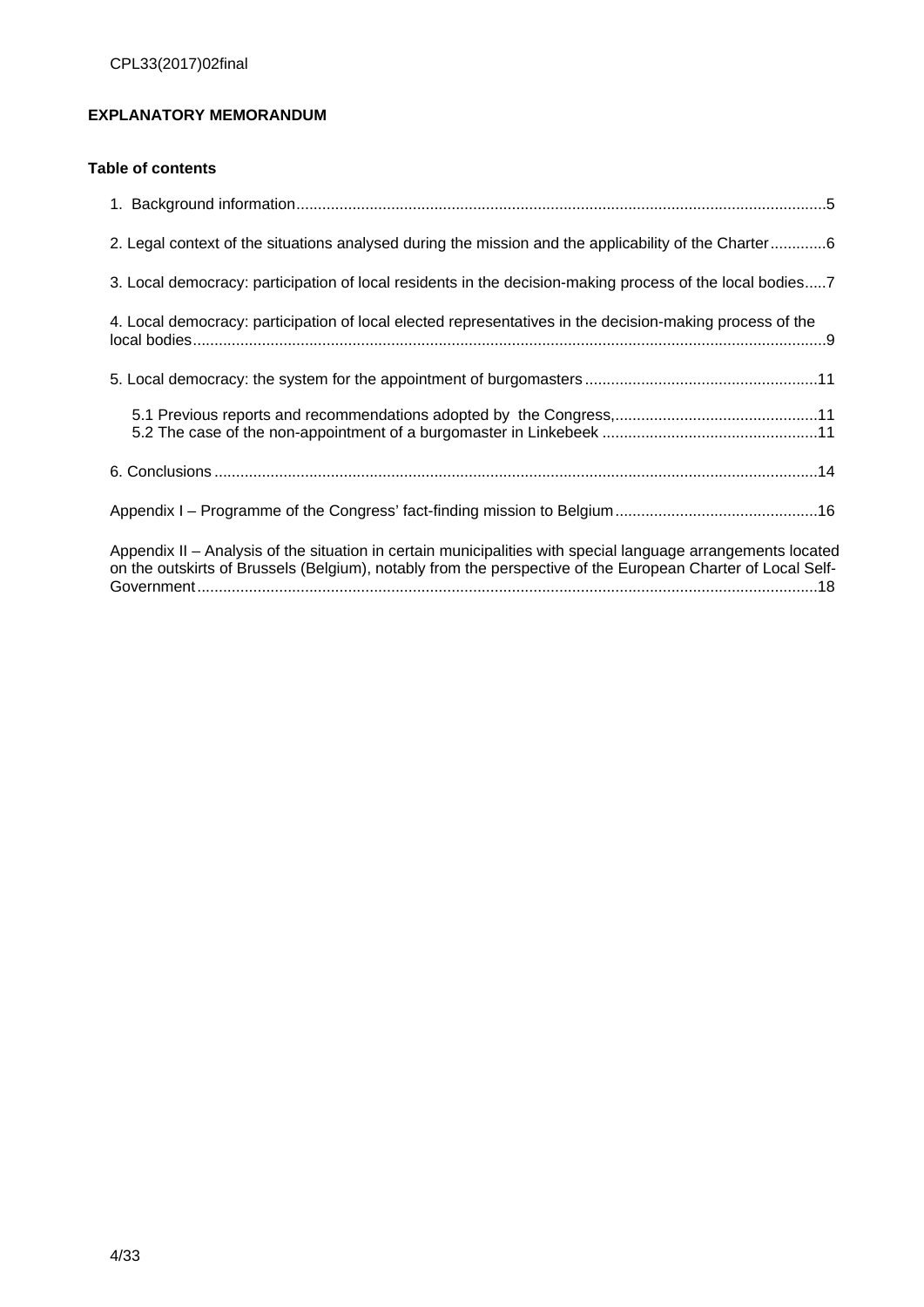**EXPLANATORY MEMORANDUM**

**Table of contents**

1. Background information .....5

2. Legal context of the situations analysed during the mission and the applicability of the Charter .....6

3. Local democracy: participation of local residents in the decision-making process of the local bodies .....7

4. Local democracy: participation of local elected representatives in the decision-making process of the local bodies .....9

5. Local democracy: the system for the appointment of burgomasters .....11

   5.1 Previous reports and recommendations adopted by the Congress, .....11
   5.2 The case of the non-appointment of a burgomaster in Linkebeek .....11

6. Conclusions .....14

Appendix I – Programme of the Congress' fact-finding mission to Belgium .....16

Appendix II – Analysis of the situation in certain municipalities with special language arrangements located on the outskirts of Brussels (Belgium), notably from the perspective of the European Charter of Local Self-Government .....18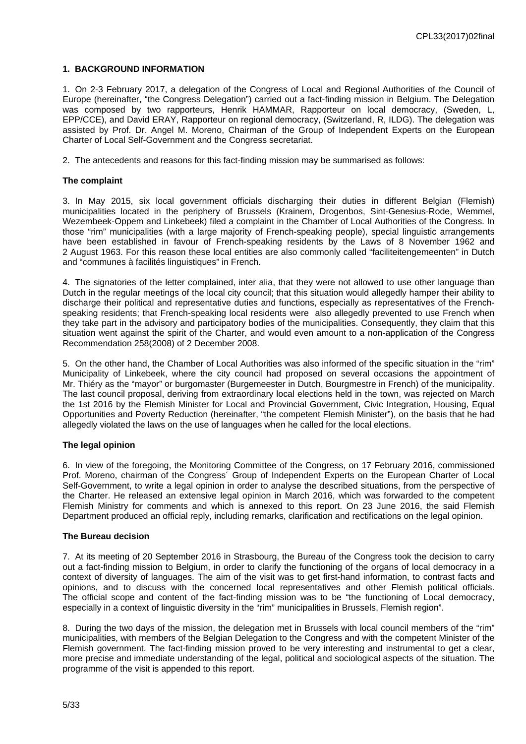## 1. BACKGROUND INFORMATION

1. On 2-3 February 2017, a delegation of the Congress of Local and Regional Authorities of the Council of Europe (hereinafter, "the Congress Delegation") carried out a fact-finding mission in Belgium. The Delegation was composed by two rapporteurs, Henrik HAMMAR, Rapporteur on local democracy, (Sweden, L, EPP/CCE), and David ERAY, Rapporteur on regional democracy, (Switzerland, R, ILDG). The delegation was assisted by Prof. Dr. Angel M. Moreno, Chairman of the Group of Independent Experts on the European Charter of Local Self-Government and the Congress secretariat.

2. The antecedents and reasons for this fact-finding mission may be summarised as follows:

### The complaint

3. In May 2015, six local government officials discharging their duties in different Belgian (Flemish) municipalities located in the periphery of Brussels (Krainem, Drogenbos, Sint-Genesius-Rode, Wemmel, Wezembeek-Oppem and Linkebeek) filed a complaint in the Chamber of Local Authorities of the Congress. In those "rim" municipalities (with a large majority of French-speaking people), special linguistic arrangements have been established in favour of French-speaking residents by the Laws of 8 November 1962 and 2 August 1963. For this reason these local entities are also commonly called "faciliteitengemeenten" in Dutch and "communes à facilités linguistiques" in French.

4. The signatories of the letter complained, inter alia, that they were not allowed to use other language than Dutch in the regular meetings of the local city council; that this situation would allegedly hamper their ability to discharge their political and representative duties and functions, especially as representatives of the French-speaking residents; that French-speaking local residents were also allegedly prevented to use French when they take part in the advisory and participatory bodies of the municipalities. Consequently, they claim that this situation went against the spirit of the Charter, and would even amount to a non-application of the Congress Recommendation 258(2008) of 2 December 2008.

5. On the other hand, the Chamber of Local Authorities was also informed of the specific situation in the "rim" Municipality of Linkebeek, where the city council had proposed on several occasions the appointment of Mr. Thiéry as the "mayor" or burgomaster (Burgemeester in Dutch, Bourgmestre in French) of the municipality. The last council proposal, deriving from extraordinary local elections held in the town, was rejected on March the 1st 2016 by the Flemish Minister for Local and Provincial Government, Civic Integration, Housing, Equal Opportunities and Poverty Reduction (hereinafter, "the competent Flemish Minister"), on the basis that he had allegedly violated the laws on the use of languages when he called for the local elections.

### The legal opinion

6. In view of the foregoing, the Monitoring Committee of the Congress, on 17 February 2016, commissioned Prof. Moreno, chairman of the Congress´ Group of Independent Experts on the European Charter of Local Self-Government, to write a legal opinion in order to analyse the described situations, from the perspective of the Charter. He released an extensive legal opinion in March 2016, which was forwarded to the competent Flemish Ministry for comments and which is annexed to this report. On 23 June 2016, the said Flemish Department produced an official reply, including remarks, clarification and rectifications on the legal opinion.

### The Bureau decision

7. At its meeting of 20 September 2016 in Strasbourg, the Bureau of the Congress took the decision to carry out a fact-finding mission to Belgium, in order to clarify the functioning of the organs of local democracy in a context of diversity of languages. The aim of the visit was to get first-hand information, to contrast facts and opinions, and to discuss with the concerned local representatives and other Flemish political officials. The official scope and content of the fact-finding mission was to be "the functioning of Local democracy, especially in a context of linguistic diversity in the "rim" municipalities in Brussels, Flemish region".

8. During the two days of the mission, the delegation met in Brussels with local council members of the "rim" municipalities, with members of the Belgian Delegation to the Congress and with the competent Minister of the Flemish government. The fact-finding mission proved to be very interesting and instrumental to get a clear, more precise and immediate understanding of the legal, political and sociological aspects of the situation. The programme of the visit is appended to this report.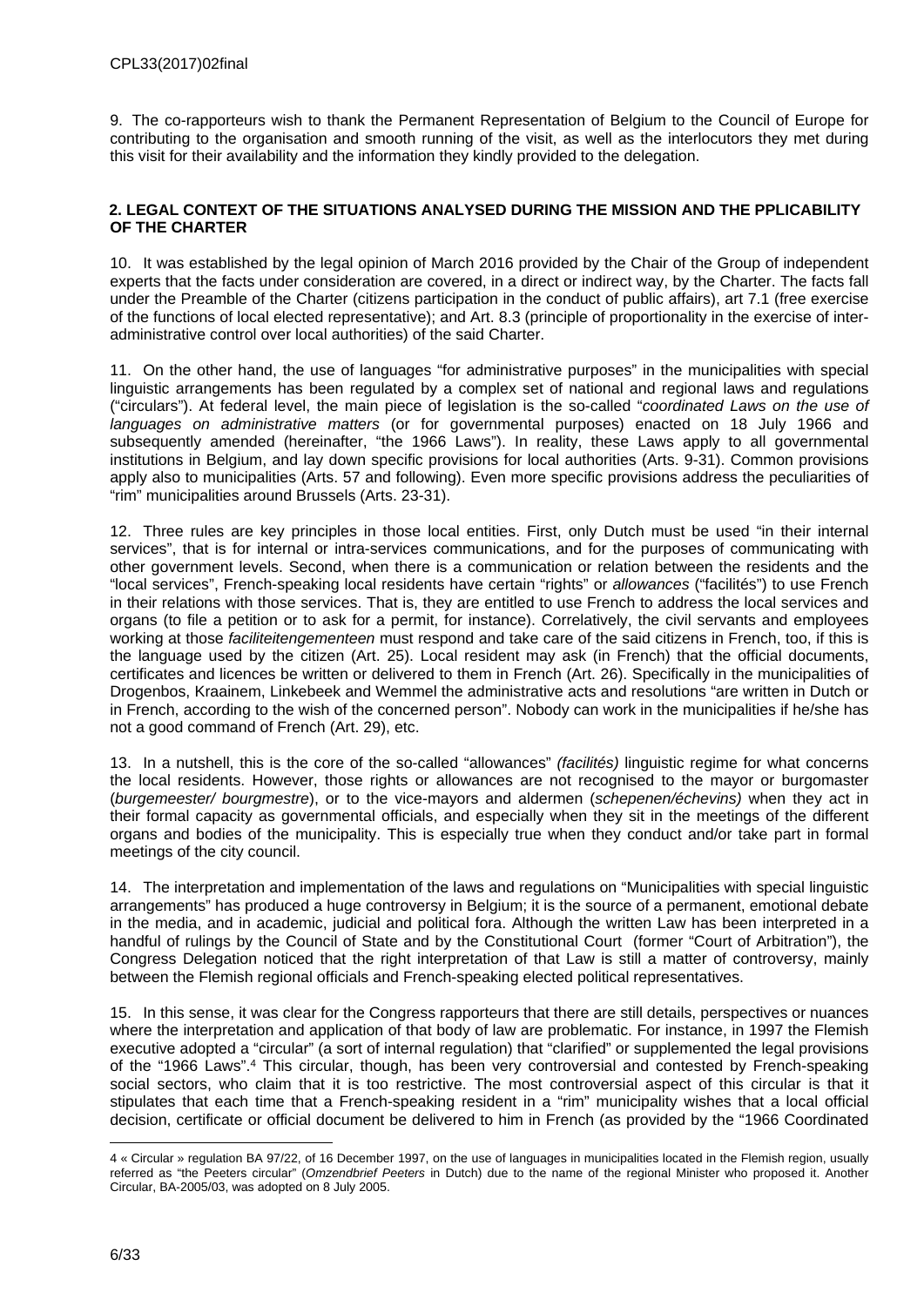9. The co-rapporteurs wish to thank the Permanent Representation of Belgium to the Council of Europe for contributing to the organisation and smooth running of the visit, as well as the interlocutors they met during this visit for their availability and the information they kindly provided to the delegation.

## 2. LEGAL CONTEXT OF THE SITUATIONS ANALYSED DURING THE MISSION AND THE PPLICABILITY OF THE CHARTER

10. It was established by the legal opinion of March 2016 provided by the Chair of the Group of independent experts that the facts under consideration are covered, in a direct or indirect way, by the Charter. The facts fall under the Preamble of the Charter (citizens participation in the conduct of public affairs), art 7.1 (free exercise of the functions of local elected representative); and Art. 8.3 (principle of proportionality in the exercise of inter-administrative control over local authorities) of the said Charter.

11. On the other hand, the use of languages "for administrative purposes" in the municipalities with special linguistic arrangements has been regulated by a complex set of national and regional laws and regulations ("circulars"). At federal level, the main piece of legislation is the so-called "*coordinated Laws on the use of languages on administrative matters* (or for governmental purposes) enacted on 18 July 1966 and subsequently amended (hereinafter, "the 1966 Laws"). In reality, these Laws apply to all governmental institutions in Belgium, and lay down specific provisions for local authorities (Arts. 9-31). Common provisions apply also to municipalities (Arts. 57 and following). Even more specific provisions address the peculiarities of "rim" municipalities around Brussels (Arts. 23-31).

12. Three rules are key principles in those local entities. First, only Dutch must be used "in their internal services", that is for internal or intra-services communications, and for the purposes of communicating with other government levels. Second, when there is a communication or relation between the residents and the "local services", French-speaking local residents have certain "rights" or *allowances* ("facilités") to use French in their relations with those services. That is, they are entitled to use French to address the local services and organs (to file a petition or to ask for a permit, for instance). Correlatively, the civil servants and employees working at those *faciliteitengementeen* must respond and take care of the said citizens in French, too, if this is the language used by the citizen (Art. 25). Local resident may ask (in French) that the official documents, certificates and licences be written or delivered to them in French (Art. 26). Specifically in the municipalities of Drogenbos, Kraainem, Linkebeek and Wemmel the administrative acts and resolutions "are written in Dutch or in French, according to the wish of the concerned person". Nobody can work in the municipalities if he/she has not a good command of French (Art. 29), etc.

13. In a nutshell, this is the core of the so-called "allowances" *(facilités)* linguistic regime for what concerns the local residents. However, those rights or allowances are not recognised to the mayor or burgomaster (*burgemeester/ bourgmestre*), or to the vice-mayors and aldermen (*schepenen/échevins)* when they act in their formal capacity as governmental officials, and especially when they sit in the meetings of the different organs and bodies of the municipality. This is especially true when they conduct and/or take part in formal meetings of the city council.

14. The interpretation and implementation of the laws and regulations on "Municipalities with special linguistic arrangements" has produced a huge controversy in Belgium; it is the source of a permanent, emotional debate in the media, and in academic, judicial and political fora. Although the written Law has been interpreted in a handful of rulings by the Council of State and by the Constitutional Court (former "Court of Arbitration"), the Congress Delegation noticed that the right interpretation of that Law is still a matter of controversy, mainly between the Flemish regional officials and French-speaking elected political representatives.

15. In this sense, it was clear for the Congress rapporteurs that there are still details, perspectives or nuances where the interpretation and application of that body of law are problematic. For instance, in 1997 the Flemish executive adopted a "circular" (a sort of internal regulation) that "clarified" or supplemented the legal provisions of the "1966 Laws".[4] This circular, though, has been very controversial and contested by French-speaking social sectors, who claim that it is too restrictive. The most controversial aspect of this circular is that it stipulates that each time that a French-speaking resident in a "rim" municipality wishes that a local official decision, certificate or official document be delivered to him in French (as provided by the "1966 Coordinated

---

4 « Circular » regulation BA 97/22, of 16 December 1997, on the use of languages in municipalities located in the Flemish region, usually referred as "the Peeters circular" (*Omzendbrief Peeters* in Dutch) due to the name of the regional Minister who proposed it. Another Circular, BA-2005/03, was adopted on 8 July 2005.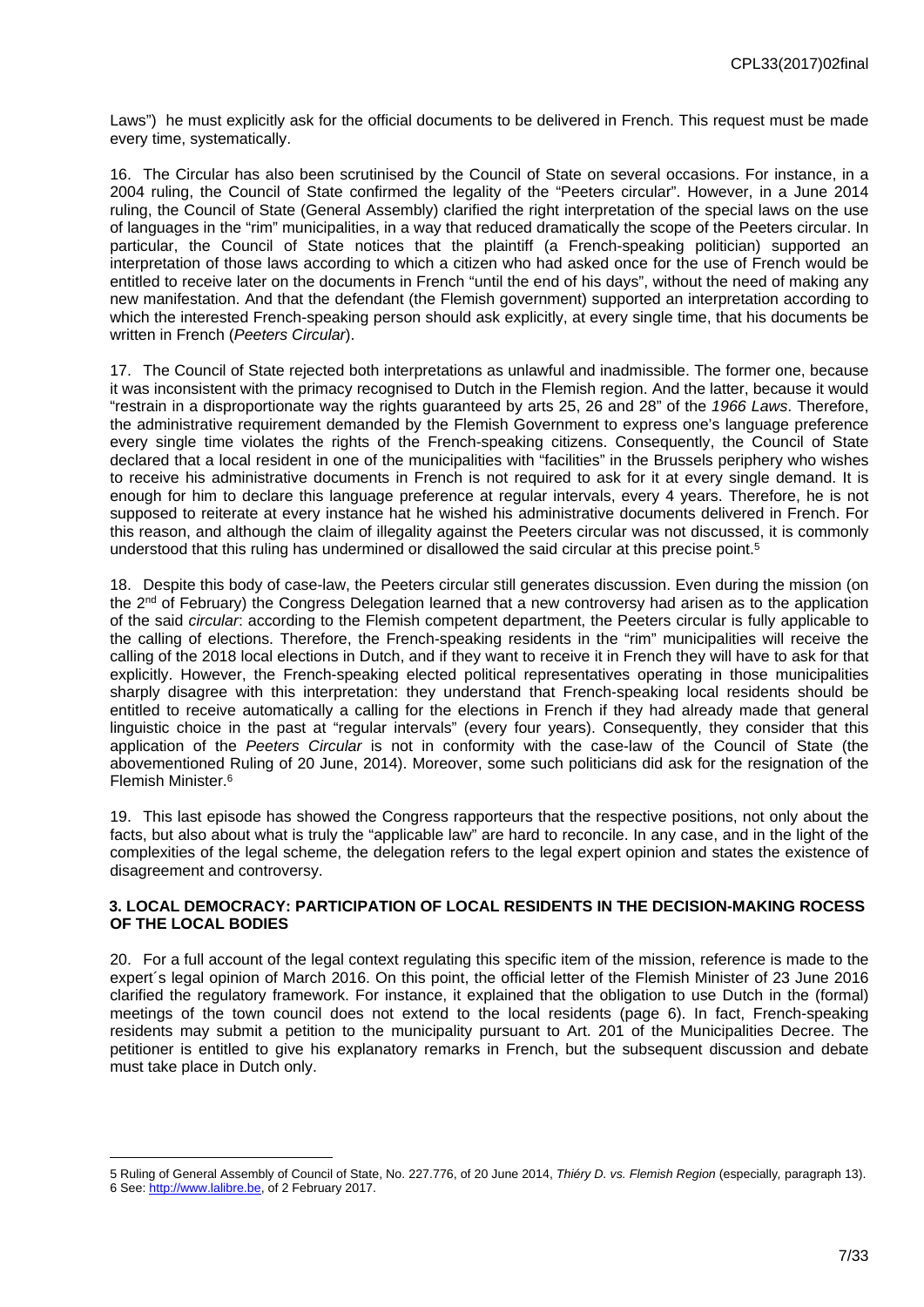Laws") he must explicitly ask for the official documents to be delivered in French. This request must be made every time, systematically.

16. The Circular has also been scrutinised by the Council of State on several occasions. For instance, in a 2004 ruling, the Council of State confirmed the legality of the "Peeters circular". However, in a June 2014 ruling, the Council of State (General Assembly) clarified the right interpretation of the special laws on the use of languages in the "rim" municipalities, in a way that reduced dramatically the scope of the Peeters circular. In particular, the Council of State notices that the plaintiff (a French-speaking politician) supported an interpretation of those laws according to which a citizen who had asked once for the use of French would be entitled to receive later on the documents in French "until the end of his days", without the need of making any new manifestation. And that the defendant (the Flemish government) supported an interpretation according to which the interested French-speaking person should ask explicitly, at every single time, that his documents be written in French (*Peeters Circular*).

17. The Council of State rejected both interpretations as unlawful and inadmissible. The former one, because it was inconsistent with the primacy recognised to Dutch in the Flemish region. And the latter, because it would "restrain in a disproportionate way the rights guaranteed by arts 25, 26 and 28" of the *1966 Laws*. Therefore, the administrative requirement demanded by the Flemish Government to express one's language preference every single time violates the rights of the French-speaking citizens. Consequently, the Council of State declared that a local resident in one of the municipalities with "facilities" in the Brussels periphery who wishes to receive his administrative documents in French is not required to ask for it at every single demand. It is enough for him to declare this language preference at regular intervals, every 4 years. Therefore, he is not supposed to reiterate at every instance hat he wished his administrative documents delivered in French. For this reason, and although the claim of illegality against the Peeters circular was not discussed, it is commonly understood that this ruling has undermined or disallowed the said circular at this precise point.[5]

18. Despite this body of case-law, the Peeters circular still generates discussion. Even during the mission (on the 2nd of February) the Congress Delegation learned that a new controversy had arisen as to the application of the said *circular*: according to the Flemish competent department, the Peeters circular is fully applicable to the calling of elections. Therefore, the French-speaking residents in the "rim" municipalities will receive the calling of the 2018 local elections in Dutch, and if they want to receive it in French they will have to ask for that explicitly. However, the French-speaking elected political representatives operating in those municipalities sharply disagree with this interpretation: they understand that French-speaking local residents should be entitled to receive automatically a calling for the elections in French if they had already made that general linguistic choice in the past at "regular intervals" (every four years). Consequently, they consider that this application of the *Peeters Circular* is not in conformity with the case-law of the Council of State (the abovementioned Ruling of 20 June, 2014). Moreover, some such politicians did ask for the resignation of the Flemish Minister.[6]

19. This last episode has showed the Congress rapporteurs that the respective positions, not only about the facts, but also about what is truly the "applicable law" are hard to reconcile. In any case, and in the light of the complexities of the legal scheme, the delegation refers to the legal expert opinion and states the existence of disagreement and controversy.

## 3. LOCAL DEMOCRACY: PARTICIPATION OF LOCAL RESIDENTS IN THE DECISION-MAKING ROCESS OF THE LOCAL BODIES

20. For a full account of the legal context regulating this specific item of the mission, reference is made to the expert´s legal opinion of March 2016. On this point, the official letter of the Flemish Minister of 23 June 2016 clarified the regulatory framework. For instance, it explained that the obligation to use Dutch in the (formal) meetings of the town council does not extend to the local residents (page 6). In fact, French-speaking residents may submit a petition to the municipality pursuant to Art. 201 of the Municipalities Decree. The petitioner is entitled to give his explanatory remarks in French, but the subsequent discussion and debate must take place in Dutch only.

---

5 Ruling of General Assembly of Council of State, No. 227.776, of 20 June 2014, *Thiéry D. vs. Flemish Region* (especially, paragraph 13).
6 See: http://www.lalibre.be, of 2 February 2017.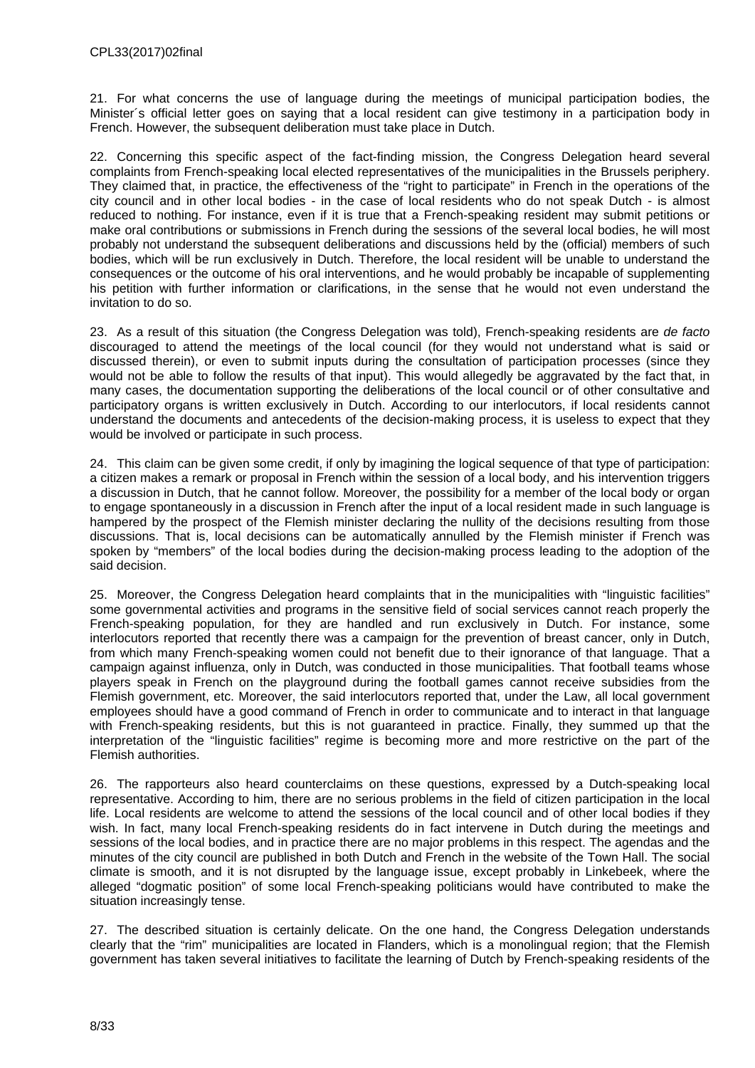21. For what concerns the use of language during the meetings of municipal participation bodies, the Minister´s official letter goes on saying that a local resident can give testimony in a participation body in French. However, the subsequent deliberation must take place in Dutch.

22. Concerning this specific aspect of the fact-finding mission, the Congress Delegation heard several complaints from French-speaking local elected representatives of the municipalities in the Brussels periphery. They claimed that, in practice, the effectiveness of the "right to participate" in French in the operations of the city council and in other local bodies - in the case of local residents who do not speak Dutch - is almost reduced to nothing. For instance, even if it is true that a French-speaking resident may submit petitions or make oral contributions or submissions in French during the sessions of the several local bodies, he will most probably not understand the subsequent deliberations and discussions held by the (official) members of such bodies, which will be run exclusively in Dutch. Therefore, the local resident will be unable to understand the consequences or the outcome of his oral interventions, and he would probably be incapable of supplementing his petition with further information or clarifications, in the sense that he would not even understand the invitation to do so.

23. As a result of this situation (the Congress Delegation was told), French-speaking residents are *de facto* discouraged to attend the meetings of the local council (for they would not understand what is said or discussed therein), or even to submit inputs during the consultation of participation processes (since they would not be able to follow the results of that input). This would allegedly be aggravated by the fact that, in many cases, the documentation supporting the deliberations of the local council or of other consultative and participatory organs is written exclusively in Dutch. According to our interlocutors, if local residents cannot understand the documents and antecedents of the decision-making process, it is useless to expect that they would be involved or participate in such process.

24. This claim can be given some credit, if only by imagining the logical sequence of that type of participation: a citizen makes a remark or proposal in French within the session of a local body, and his intervention triggers a discussion in Dutch, that he cannot follow. Moreover, the possibility for a member of the local body or organ to engage spontaneously in a discussion in French after the input of a local resident made in such language is hampered by the prospect of the Flemish minister declaring the nullity of the decisions resulting from those discussions. That is, local decisions can be automatically annulled by the Flemish minister if French was spoken by "members" of the local bodies during the decision-making process leading to the adoption of the said decision.

25. Moreover, the Congress Delegation heard complaints that in the municipalities with "linguistic facilities" some governmental activities and programs in the sensitive field of social services cannot reach properly the French-speaking population, for they are handled and run exclusively in Dutch. For instance, some interlocutors reported that recently there was a campaign for the prevention of breast cancer, only in Dutch, from which many French-speaking women could not benefit due to their ignorance of that language. That a campaign against influenza, only in Dutch, was conducted in those municipalities. That football teams whose players speak in French on the playground during the football games cannot receive subsidies from the Flemish government, etc. Moreover, the said interlocutors reported that, under the Law, all local government employees should have a good command of French in order to communicate and to interact in that language with French-speaking residents, but this is not guaranteed in practice. Finally, they summed up that the interpretation of the "linguistic facilities" regime is becoming more and more restrictive on the part of the Flemish authorities.

26. The rapporteurs also heard counterclaims on these questions, expressed by a Dutch-speaking local representative. According to him, there are no serious problems in the field of citizen participation in the local life. Local residents are welcome to attend the sessions of the local council and of other local bodies if they wish. In fact, many local French-speaking residents do in fact intervene in Dutch during the meetings and sessions of the local bodies, and in practice there are no major problems in this respect. The agendas and the minutes of the city council are published in both Dutch and French in the website of the Town Hall. The social climate is smooth, and it is not disrupted by the language issue, except probably in Linkebeek, where the alleged "dogmatic position" of some local French-speaking politicians would have contributed to make the situation increasingly tense.

27. The described situation is certainly delicate. On the one hand, the Congress Delegation understands clearly that the "rim" municipalities are located in Flanders, which is a monolingual region; that the Flemish government has taken several initiatives to facilitate the learning of Dutch by French-speaking residents of the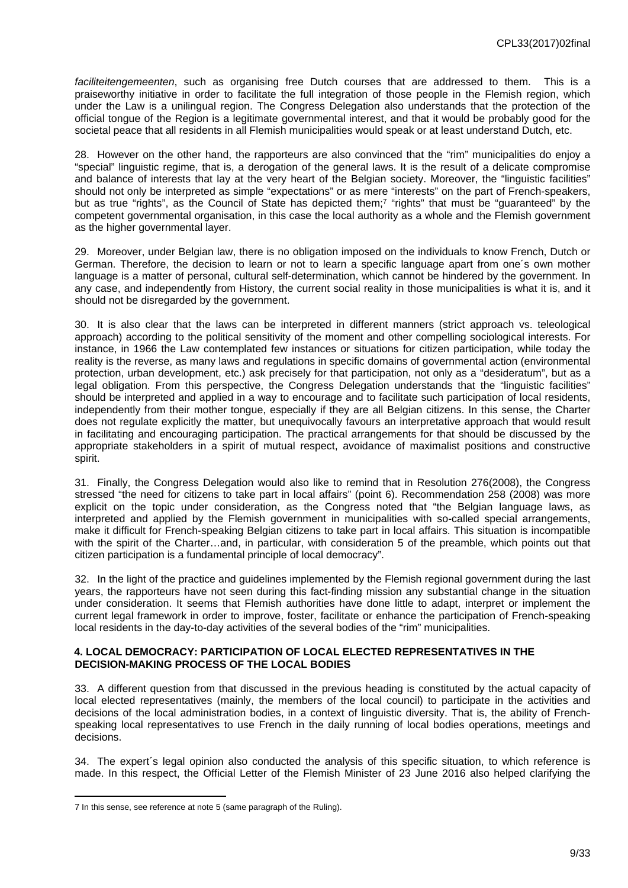*faciliteitengemeenten*, such as organising free Dutch courses that are addressed to them. This is a praiseworthy initiative in order to facilitate the full integration of those people in the Flemish region, which under the Law is a unilingual region. The Congress Delegation also understands that the protection of the official tongue of the Region is a legitimate governmental interest, and that it would be probably good for the societal peace that all residents in all Flemish municipalities would speak or at least understand Dutch, etc.

28. However on the other hand, the rapporteurs are also convinced that the "rim" municipalities do enjoy a "special" linguistic regime, that is, a derogation of the general laws. It is the result of a delicate compromise and balance of interests that lay at the very heart of the Belgian society. Moreover, the "linguistic facilities" should not only be interpreted as simple "expectations" or as mere "interests" on the part of French-speakers, but as true "rights", as the Council of State has depicted them;[7] "rights" that must be "guaranteed" by the competent governmental organisation, in this case the local authority as a whole and the Flemish government as the higher governmental layer.

29. Moreover, under Belgian law, there is no obligation imposed on the individuals to know French, Dutch or German. Therefore, the decision to learn or not to learn a specific language apart from one´s own mother language is a matter of personal, cultural self-determination, which cannot be hindered by the government. In any case, and independently from History, the current social reality in those municipalities is what it is, and it should not be disregarded by the government.

30. It is also clear that the laws can be interpreted in different manners (strict approach vs. teleological approach) according to the political sensitivity of the moment and other compelling sociological interests. For instance, in 1966 the Law contemplated few instances or situations for citizen participation, while today the reality is the reverse, as many laws and regulations in specific domains of governmental action (environmental protection, urban development, etc.) ask precisely for that participation, not only as a "desideratum", but as a legal obligation. From this perspective, the Congress Delegation understands that the "linguistic facilities" should be interpreted and applied in a way to encourage and to facilitate such participation of local residents, independently from their mother tongue, especially if they are all Belgian citizens. In this sense, the Charter does not regulate explicitly the matter, but unequivocally favours an interpretative approach that would result in facilitating and encouraging participation. The practical arrangements for that should be discussed by the appropriate stakeholders in a spirit of mutual respect, avoidance of maximalist positions and constructive spirit.

31. Finally, the Congress Delegation would also like to remind that in Resolution 276(2008), the Congress stressed "the need for citizens to take part in local affairs" (point 6). Recommendation 258 (2008) was more explicit on the topic under consideration, as the Congress noted that "the Belgian language laws, as interpreted and applied by the Flemish government in municipalities with so-called special arrangements, make it difficult for French-speaking Belgian citizens to take part in local affairs. This situation is incompatible with the spirit of the Charter…and, in particular, with consideration 5 of the preamble, which points out that citizen participation is a fundamental principle of local democracy".

32. In the light of the practice and guidelines implemented by the Flemish regional government during the last years, the rapporteurs have not seen during this fact-finding mission any substantial change in the situation under consideration. It seems that Flemish authorities have done little to adapt, interpret or implement the current legal framework in order to improve, foster, facilitate or enhance the participation of French-speaking local residents in the day-to-day activities of the several bodies of the "rim" municipalities.

## 4. LOCAL DEMOCRACY: PARTICIPATION OF LOCAL ELECTED REPRESENTATIVES IN THE DECISION-MAKING PROCESS OF THE LOCAL BODIES

33. A different question from that discussed in the previous heading is constituted by the actual capacity of local elected representatives (mainly, the members of the local council) to participate in the activities and decisions of the local administration bodies, in a context of linguistic diversity. That is, the ability of French-speaking local representatives to use French in the daily running of local bodies operations, meetings and decisions.

34. The expert´s legal opinion also conducted the analysis of this specific situation, to which reference is made. In this respect, the Official Letter of the Flemish Minister of 23 June 2016 also helped clarifying the

---

[7] In this sense, see reference at note 5 (same paragraph of the Ruling).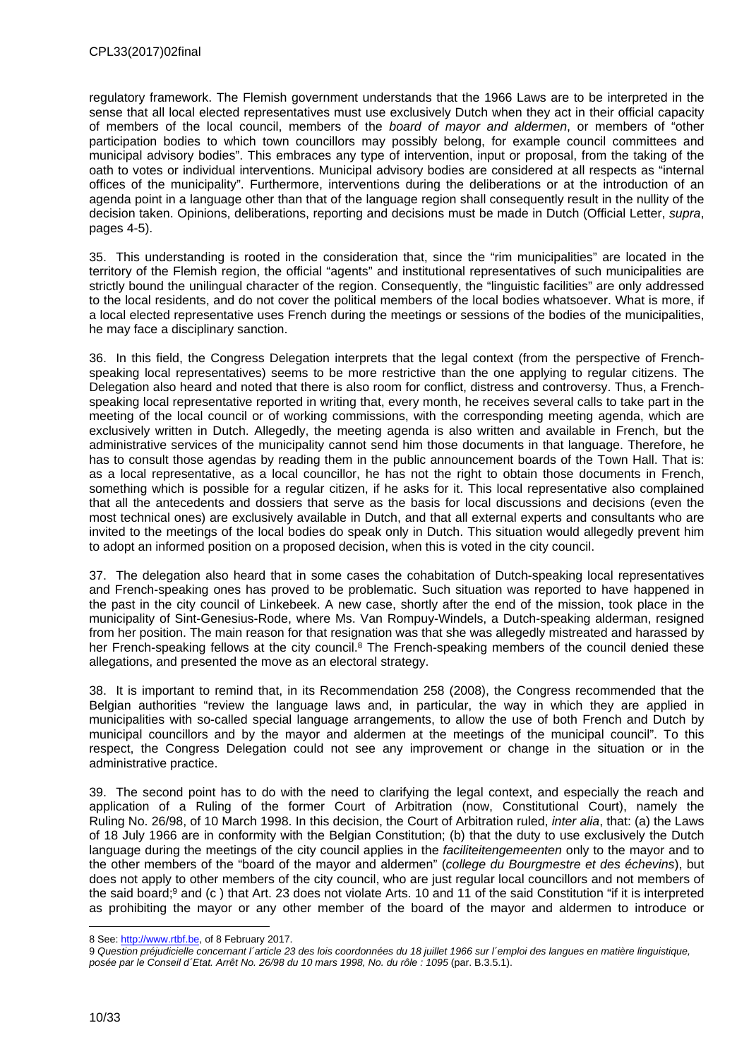regulatory framework. The Flemish government understands that the 1966 Laws are to be interpreted in the sense that all local elected representatives must use exclusively Dutch when they act in their official capacity of members of the local council, members of the *board of mayor and aldermen*, or members of "other participation bodies to which town councillors may possibly belong, for example council committees and municipal advisory bodies". This embraces any type of intervention, input or proposal, from the taking of the oath to votes or individual interventions. Municipal advisory bodies are considered at all respects as "internal offices of the municipality". Furthermore, interventions during the deliberations or at the introduction of an agenda point in a language other than that of the language region shall consequently result in the nullity of the decision taken. Opinions, deliberations, reporting and decisions must be made in Dutch (Official Letter, *supra*, pages 4-5).

35. This understanding is rooted in the consideration that, since the "rim municipalities" are located in the territory of the Flemish region, the official "agents" and institutional representatives of such municipalities are strictly bound the unilingual character of the region. Consequently, the "linguistic facilities" are only addressed to the local residents, and do not cover the political members of the local bodies whatsoever. What is more, if a local elected representative uses French during the meetings or sessions of the bodies of the municipalities, he may face a disciplinary sanction.

36. In this field, the Congress Delegation interprets that the legal context (from the perspective of French-speaking local representatives) seems to be more restrictive than the one applying to regular citizens. The Delegation also heard and noted that there is also room for conflict, distress and controversy. Thus, a French-speaking local representative reported in writing that, every month, he receives several calls to take part in the meeting of the local council or of working commissions, with the corresponding meeting agenda, which are exclusively written in Dutch. Allegedly, the meeting agenda is also written and available in French, but the administrative services of the municipality cannot send him those documents in that language. Therefore, he has to consult those agendas by reading them in the public announcement boards of the Town Hall. That is: as a local representative, as a local councillor, he has not the right to obtain those documents in French, something which is possible for a regular citizen, if he asks for it. This local representative also complained that all the antecedents and dossiers that serve as the basis for local discussions and decisions (even the most technical ones) are exclusively available in Dutch, and that all external experts and consultants who are invited to the meetings of the local bodies do speak only in Dutch. This situation would allegedly prevent him to adopt an informed position on a proposed decision, when this is voted in the city council.

37. The delegation also heard that in some cases the cohabitation of Dutch-speaking local representatives and French-speaking ones has proved to be problematic. Such situation was reported to have happened in the past in the city council of Linkebeek. A new case, shortly after the end of the mission, took place in the municipality of Sint-Genesius-Rode, where Ms. Van Rompuy-Windels, a Dutch-speaking alderman, resigned from her position. The main reason for that resignation was that she was allegedly mistreated and harassed by her French-speaking fellows at the city council.[8] The French-speaking members of the council denied these allegations, and presented the move as an electoral strategy.

38. It is important to remind that, in its Recommendation 258 (2008), the Congress recommended that the Belgian authorities "review the language laws and, in particular, the way in which they are applied in municipalities with so-called special language arrangements, to allow the use of both French and Dutch by municipal councillors and by the mayor and aldermen at the meetings of the municipal council". To this respect, the Congress Delegation could not see any improvement or change in the situation or in the administrative practice.

39. The second point has to do with the need to clarifying the legal context, and especially the reach and application of a Ruling of the former Court of Arbitration (now, Constitutional Court), namely the Ruling No. 26/98, of 10 March 1998. In this decision, the Court of Arbitration ruled, *inter alia*, that: (a) the Laws of 18 July 1966 are in conformity with the Belgian Constitution; (b) that the duty to use exclusively the Dutch language during the meetings of the city council applies in the *faciliteitengemeenten* only to the mayor and to the other members of the "board of the mayor and aldermen" (*college du Bourgmestre et des échevins*), but does not apply to other members of the city council, who are just regular local councillors and not members of the said board;[9] and (c ) that Art. 23 does not violate Arts. 10 and 11 of the said Constitution "if it is interpreted as prohibiting the mayor or any other member of the board of the mayor and aldermen to introduce or

---

8 See: http://www.rtbf.be, of 8 February 2017.

9 *Question préjudicielle concernant l´article 23 des lois coordonnées du 18 juillet 1966 sur l´emploi des langues en matière linguistique, posée par le Conseil d´Etat. Arrêt No. 26/98 du 10 mars 1998, No. du rôle : 1095* (par. B.3.5.1).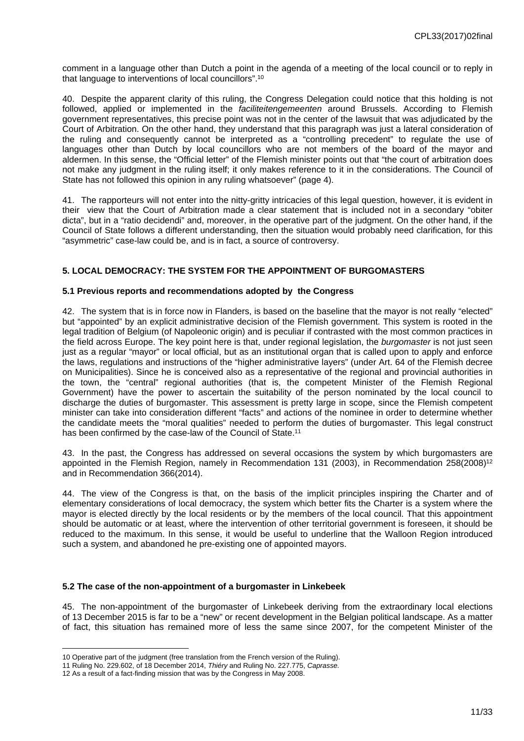comment in a language other than Dutch a point in the agenda of a meeting of the local council or to reply in that language to interventions of local councillors".[10]

40. Despite the apparent clarity of this ruling, the Congress Delegation could notice that this holding is not followed, applied or implemented in the *faciliteitengemeenten* around Brussels. According to Flemish government representatives, this precise point was not in the center of the lawsuit that was adjudicated by the Court of Arbitration. On the other hand, they understand that this paragraph was just a lateral consideration of the ruling and consequently cannot be interpreted as a "controlling precedent" to regulate the use of languages other than Dutch by local councillors who are not members of the board of the mayor and aldermen. In this sense, the "Official letter" of the Flemish minister points out that "the court of arbitration does not make any judgment in the ruling itself; it only makes reference to it in the considerations. The Council of State has not followed this opinion in any ruling whatsoever" (page 4).

41. The rapporteurs will not enter into the nitty-gritty intricacies of this legal question, however, it is evident in their view that the Court of Arbitration made a clear statement that is included not in a secondary "obiter dicta", but in a "ratio decidendi" and, moreover, in the operative part of the judgment. On the other hand, if the Council of State follows a different understanding, then the situation would probably need clarification, for this "asymmetric" case-law could be, and is in fact, a source of controversy.

## 5. LOCAL DEMOCRACY: THE SYSTEM FOR THE APPOINTMENT OF BURGOMASTERS

### 5.1 Previous reports and recommendations adopted by the Congress

42. The system that is in force now in Flanders, is based on the baseline that the mayor is not really "elected" but "appointed" by an explicit administrative decision of the Flemish government. This system is rooted in the legal tradition of Belgium (of Napoleonic origin) and is peculiar if contrasted with the most common practices in the field across Europe. The key point here is that, under regional legislation, the *burgomaster* is not just seen just as a regular "mayor" or local official, but as an institutional organ that is called upon to apply and enforce the laws, regulations and instructions of the "higher administrative layers" (under Art. 64 of the Flemish decree on Municipalities). Since he is conceived also as a representative of the regional and provincial authorities in the town, the "central" regional authorities (that is, the competent Minister of the Flemish Regional Government) have the power to ascertain the suitability of the person nominated by the local council to discharge the duties of burgomaster. This assessment is pretty large in scope, since the Flemish competent minister can take into consideration different "facts" and actions of the nominee in order to determine whether the candidate meets the "moral qualities" needed to perform the duties of burgomaster. This legal construct has been confirmed by the case-law of the Council of State.[11]

43. In the past, the Congress has addressed on several occasions the system by which burgomasters are appointed in the Flemish Region, namely in Recommendation 131 (2003), in Recommendation 258(2008)[12] and in Recommendation 366(2014).

44. The view of the Congress is that, on the basis of the implicit principles inspiring the Charter and of elementary considerations of local democracy, the system which better fits the Charter is a system where the mayor is elected directly by the local residents or by the members of the local council. That this appointment should be automatic or at least, where the intervention of other territorial government is foreseen, it should be reduced to the maximum. In this sense, it would be useful to underline that the Walloon Region introduced such a system, and abandoned he pre-existing one of appointed mayors.

### 5.2 The case of the non-appointment of a burgomaster in Linkebeek

45. The non-appointment of the burgomaster of Linkebeek deriving from the extraordinary local elections of 13 December 2015 is far to be a "new" or recent development in the Belgian political landscape. As a matter of fact, this situation has remained more of less the same since 2007, for the competent Minister of the

---

10 Operative part of the judgment (free translation from the French version of the Ruling).

11 Ruling No. 229.602, of 18 December 2014, *Thiéry* and Ruling No. 227.775, *Caprasse.*

12 As a result of a fact-finding mission that was by the Congress in May 2008.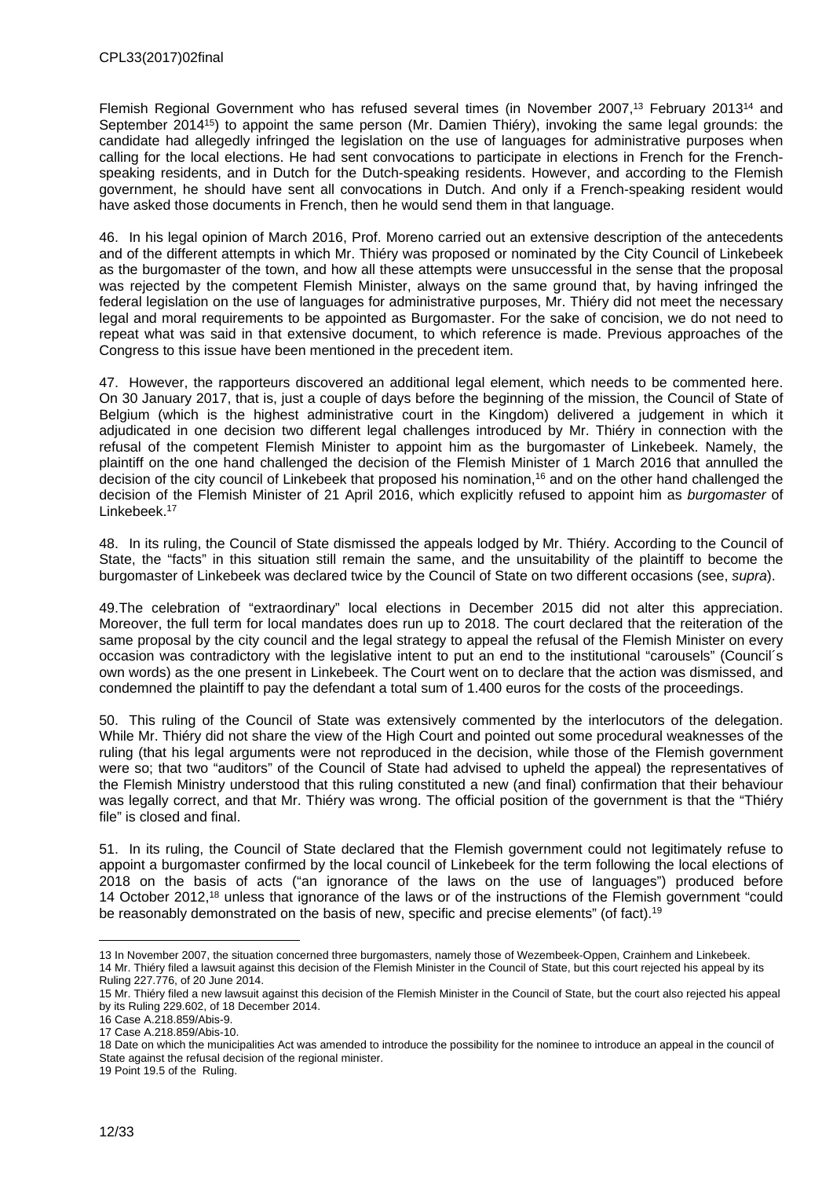Flemish Regional Government who has refused several times (in November 2007,[13] February 2013[14] and September 2014[15]) to appoint the same person (Mr. Damien Thiéry), invoking the same legal grounds: the candidate had allegedly infringed the legislation on the use of languages for administrative purposes when calling for the local elections. He had sent convocations to participate in elections in French for the French-speaking residents, and in Dutch for the Dutch-speaking residents. However, and according to the Flemish government, he should have sent all convocations in Dutch. And only if a French-speaking resident would have asked those documents in French, then he would send them in that language.

46. In his legal opinion of March 2016, Prof. Moreno carried out an extensive description of the antecedents and of the different attempts in which Mr. Thiéry was proposed or nominated by the City Council of Linkebeek as the burgomaster of the town, and how all these attempts were unsuccessful in the sense that the proposal was rejected by the competent Flemish Minister, always on the same ground that, by having infringed the federal legislation on the use of languages for administrative purposes, Mr. Thiéry did not meet the necessary legal and moral requirements to be appointed as Burgomaster. For the sake of concision, we do not need to repeat what was said in that extensive document, to which reference is made. Previous approaches of the Congress to this issue have been mentioned in the precedent item.

47. However, the rapporteurs discovered an additional legal element, which needs to be commented here. On 30 January 2017, that is, just a couple of days before the beginning of the mission, the Council of State of Belgium (which is the highest administrative court in the Kingdom) delivered a judgement in which it adjudicated in one decision two different legal challenges introduced by Mr. Thiéry in connection with the refusal of the competent Flemish Minister to appoint him as the burgomaster of Linkebeek. Namely, the plaintiff on the one hand challenged the decision of the Flemish Minister of 1 March 2016 that annulled the decision of the city council of Linkebeek that proposed his nomination,[16] and on the other hand challenged the decision of the Flemish Minister of 21 April 2016, which explicitly refused to appoint him as *burgomaster* of Linkebeek.[17]

48. In its ruling, the Council of State dismissed the appeals lodged by Mr. Thiéry. According to the Council of State, the "facts" in this situation still remain the same, and the unsuitability of the plaintiff to become the burgomaster of Linkebeek was declared twice by the Council of State on two different occasions (see, *supra*).

49.The celebration of "extraordinary" local elections in December 2015 did not alter this appreciation. Moreover, the full term for local mandates does run up to 2018. The court declared that the reiteration of the same proposal by the city council and the legal strategy to appeal the refusal of the Flemish Minister on every occasion was contradictory with the legislative intent to put an end to the institutional "carousels" (Council´s own words) as the one present in Linkebeek. The Court went on to declare that the action was dismissed, and condemned the plaintiff to pay the defendant a total sum of 1.400 euros for the costs of the proceedings.

50. This ruling of the Council of State was extensively commented by the interlocutors of the delegation. While Mr. Thiéry did not share the view of the High Court and pointed out some procedural weaknesses of the ruling (that his legal arguments were not reproduced in the decision, while those of the Flemish government were so; that two "auditors" of the Council of State had advised to upheld the appeal) the representatives of the Flemish Ministry understood that this ruling constituted a new (and final) confirmation that their behaviour was legally correct, and that Mr. Thiéry was wrong. The official position of the government is that the "Thiéry file" is closed and final.

51. In its ruling, the Council of State declared that the Flemish government could not legitimately refuse to appoint a burgomaster confirmed by the local council of Linkebeek for the term following the local elections of 2018 on the basis of acts ("an ignorance of the laws on the use of languages") produced before 14 October 2012,[18] unless that ignorance of the laws or of the instructions of the Flemish government "could be reasonably demonstrated on the basis of new, specific and precise elements" (of fact).[19]

---

13 In November 2007, the situation concerned three burgomasters, namely those of Wezembeek-Oppen, Crainhem and Linkebeek.
14 Mr. Thiéry filed a lawsuit against this decision of the Flemish Minister in the Council of State, but this court rejected his appeal by its Ruling 227.776, of 20 June 2014.
15 Mr. Thiéry filed a new lawsuit against this decision of the Flemish Minister in the Council of State, but the court also rejected his appeal by its Ruling 229.602, of 18 December 2014.
16 Case A.218.859/Abis-9.
17 Case A.218.859/Abis-10.
18 Date on which the municipalities Act was amended to introduce the possibility for the nominee to introduce an appeal in the council of State against the refusal decision of the regional minister.
19 Point 19.5 of the Ruling.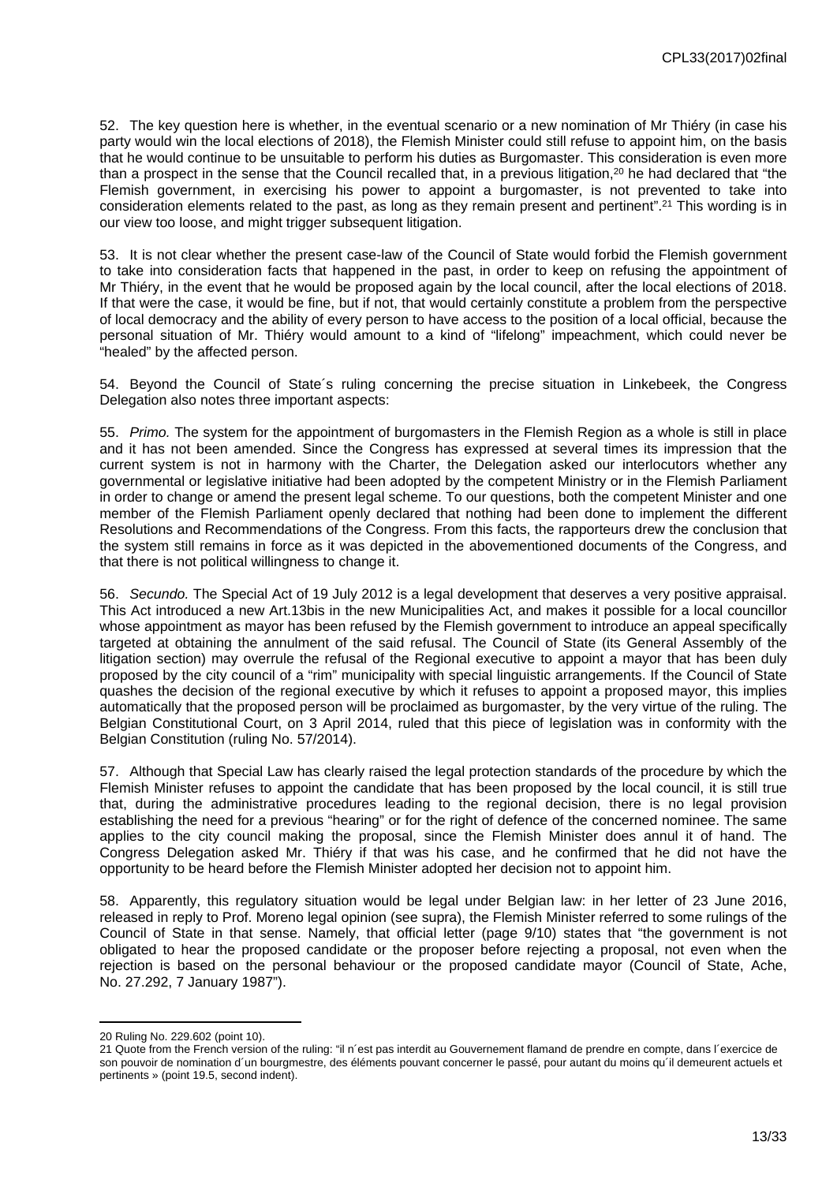52. The key question here is whether, in the eventual scenario or a new nomination of Mr Thiéry (in case his party would win the local elections of 2018), the Flemish Minister could still refuse to appoint him, on the basis that he would continue to be unsuitable to perform his duties as Burgomaster. This consideration is even more than a prospect in the sense that the Council recalled that, in a previous litigation,[20] he had declared that "the Flemish government, in exercising his power to appoint a burgomaster, is not prevented to take into consideration elements related to the past, as long as they remain present and pertinent".[21] This wording is in our view too loose, and might trigger subsequent litigation.

53. It is not clear whether the present case-law of the Council of State would forbid the Flemish government to take into consideration facts that happened in the past, in order to keep on refusing the appointment of Mr Thiéry, in the event that he would be proposed again by the local council, after the local elections of 2018. If that were the case, it would be fine, but if not, that would certainly constitute a problem from the perspective of local democracy and the ability of every person to have access to the position of a local official, because the personal situation of Mr. Thiéry would amount to a kind of "lifelong" impeachment, which could never be "healed" by the affected person.

54. Beyond the Council of State´s ruling concerning the precise situation in Linkebeek, the Congress Delegation also notes three important aspects:

55. *Primo.* The system for the appointment of burgomasters in the Flemish Region as a whole is still in place and it has not been amended. Since the Congress has expressed at several times its impression that the current system is not in harmony with the Charter, the Delegation asked our interlocutors whether any governmental or legislative initiative had been adopted by the competent Ministry or in the Flemish Parliament in order to change or amend the present legal scheme. To our questions, both the competent Minister and one member of the Flemish Parliament openly declared that nothing had been done to implement the different Resolutions and Recommendations of the Congress. From this facts, the rapporteurs drew the conclusion that the system still remains in force as it was depicted in the abovementioned documents of the Congress, and that there is not political willingness to change it.

56. *Secundo.* The Special Act of 19 July 2012 is a legal development that deserves a very positive appraisal. This Act introduced a new Art.13bis in the new Municipalities Act, and makes it possible for a local councillor whose appointment as mayor has been refused by the Flemish government to introduce an appeal specifically targeted at obtaining the annulment of the said refusal. The Council of State (its General Assembly of the litigation section) may overrule the refusal of the Regional executive to appoint a mayor that has been duly proposed by the city council of a "rim" municipality with special linguistic arrangements. If the Council of State quashes the decision of the regional executive by which it refuses to appoint a proposed mayor, this implies automatically that the proposed person will be proclaimed as burgomaster, by the very virtue of the ruling. The Belgian Constitutional Court, on 3 April 2014, ruled that this piece of legislation was in conformity with the Belgian Constitution (ruling No. 57/2014).

57. Although that Special Law has clearly raised the legal protection standards of the procedure by which the Flemish Minister refuses to appoint the candidate that has been proposed by the local council, it is still true that, during the administrative procedures leading to the regional decision, there is no legal provision establishing the need for a previous "hearing" or for the right of defence of the concerned nominee. The same applies to the city council making the proposal, since the Flemish Minister does annul it of hand. The Congress Delegation asked Mr. Thiéry if that was his case, and he confirmed that he did not have the opportunity to be heard before the Flemish Minister adopted her decision not to appoint him.

58. Apparently, this regulatory situation would be legal under Belgian law: in her letter of 23 June 2016, released in reply to Prof. Moreno legal opinion (see supra), the Flemish Minister referred to some rulings of the Council of State in that sense. Namely, that official letter (page 9/10) states that "the government is not obligated to hear the proposed candidate or the proposer before rejecting a proposal, not even when the rejection is based on the personal behaviour or the proposed candidate mayor (Council of State, Ache, No. 27.292, 7 January 1987").

---

[20] Ruling No. 229.602 (point 10).

[21] Quote from the French version of the ruling: "il n´est pas interdit au Gouvernement flamand de prendre en compte, dans l´exercice de son pouvoir de nomination d´un bourgmestre, des éléments pouvant concerner le passé, pour autant du moins qu´il demeurent actuels et pertinents » (point 19.5, second indent).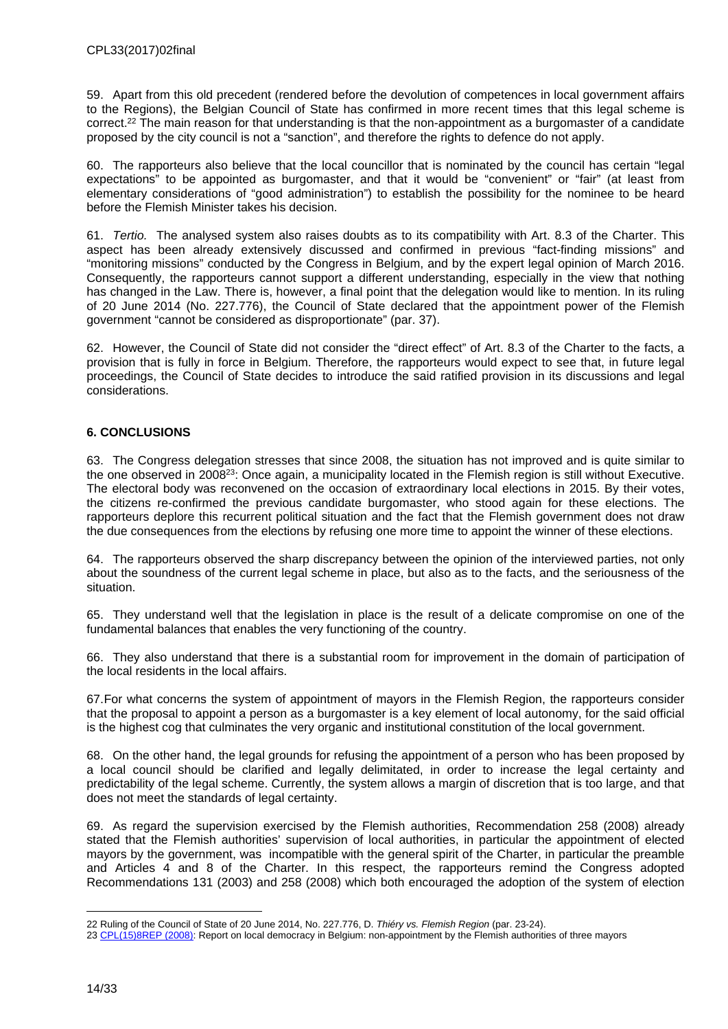59. Apart from this old precedent (rendered before the devolution of competences in local government affairs to the Regions), the Belgian Council of State has confirmed in more recent times that this legal scheme is correct.[22] The main reason for that understanding is that the non-appointment as a burgomaster of a candidate proposed by the city council is not a "sanction", and therefore the rights to defence do not apply.

60. The rapporteurs also believe that the local councillor that is nominated by the council has certain "legal expectations" to be appointed as burgomaster, and that it would be "convenient" or "fair" (at least from elementary considerations of "good administration") to establish the possibility for the nominee to be heard before the Flemish Minister takes his decision.

61. *Tertio.* The analysed system also raises doubts as to its compatibility with Art. 8.3 of the Charter. This aspect has been already extensively discussed and confirmed in previous "fact-finding missions" and "monitoring missions" conducted by the Congress in Belgium, and by the expert legal opinion of March 2016. Consequently, the rapporteurs cannot support a different understanding, especially in the view that nothing has changed in the Law. There is, however, a final point that the delegation would like to mention. In its ruling of 20 June 2014 (No. 227.776), the Council of State declared that the appointment power of the Flemish government "cannot be considered as disproportionate" (par. 37).

62. However, the Council of State did not consider the "direct effect" of Art. 8.3 of the Charter to the facts, a provision that is fully in force in Belgium. Therefore, the rapporteurs would expect to see that, in future legal proceedings, the Council of State decides to introduce the said ratified provision in its discussions and legal considerations.

## 6. CONCLUSIONS

63. The Congress delegation stresses that since 2008, the situation has not improved and is quite similar to the one observed in 2008[23]: Once again, a municipality located in the Flemish region is still without Executive. The electoral body was reconvened on the occasion of extraordinary local elections in 2015. By their votes, the citizens re-confirmed the previous candidate burgomaster, who stood again for these elections. The rapporteurs deplore this recurrent political situation and the fact that the Flemish government does not draw the due consequences from the elections by refusing one more time to appoint the winner of these elections.

64. The rapporteurs observed the sharp discrepancy between the opinion of the interviewed parties, not only about the soundness of the current legal scheme in place, but also as to the facts, and the seriousness of the situation.

65. They understand well that the legislation in place is the result of a delicate compromise on one of the fundamental balances that enables the very functioning of the country.

66. They also understand that there is a substantial room for improvement in the domain of participation of the local residents in the local affairs.

67. For what concerns the system of appointment of mayors in the Flemish Region, the rapporteurs consider that the proposal to appoint a person as a burgomaster is a key element of local autonomy, for the said official is the highest cog that culminates the very organic and institutional constitution of the local government.

68. On the other hand, the legal grounds for refusing the appointment of a person who has been proposed by a local council should be clarified and legally delimitated, in order to increase the legal certainty and predictability of the legal scheme. Currently, the system allows a margin of discretion that is too large, and that does not meet the standards of legal certainty.

69. As regard the supervision exercised by the Flemish authorities, Recommendation 258 (2008) already stated that the Flemish authorities' supervision of local authorities, in particular the appointment of elected mayors by the government, was incompatible with the general spirit of the Charter, in particular the preamble and Articles 4 and 8 of the Charter. In this respect, the rapporteurs remind the Congress adopted Recommendations 131 (2003) and 258 (2008) which both encouraged the adoption of the system of election

---

22 Ruling of the Council of State of 20 June 2014, No. 227.776, D. *Thiéry vs. Flemish Region* (par. 23-24).

23 CPL(15)8REP (2008): Report on local democracy in Belgium: non-appointment by the Flemish authorities of three mayors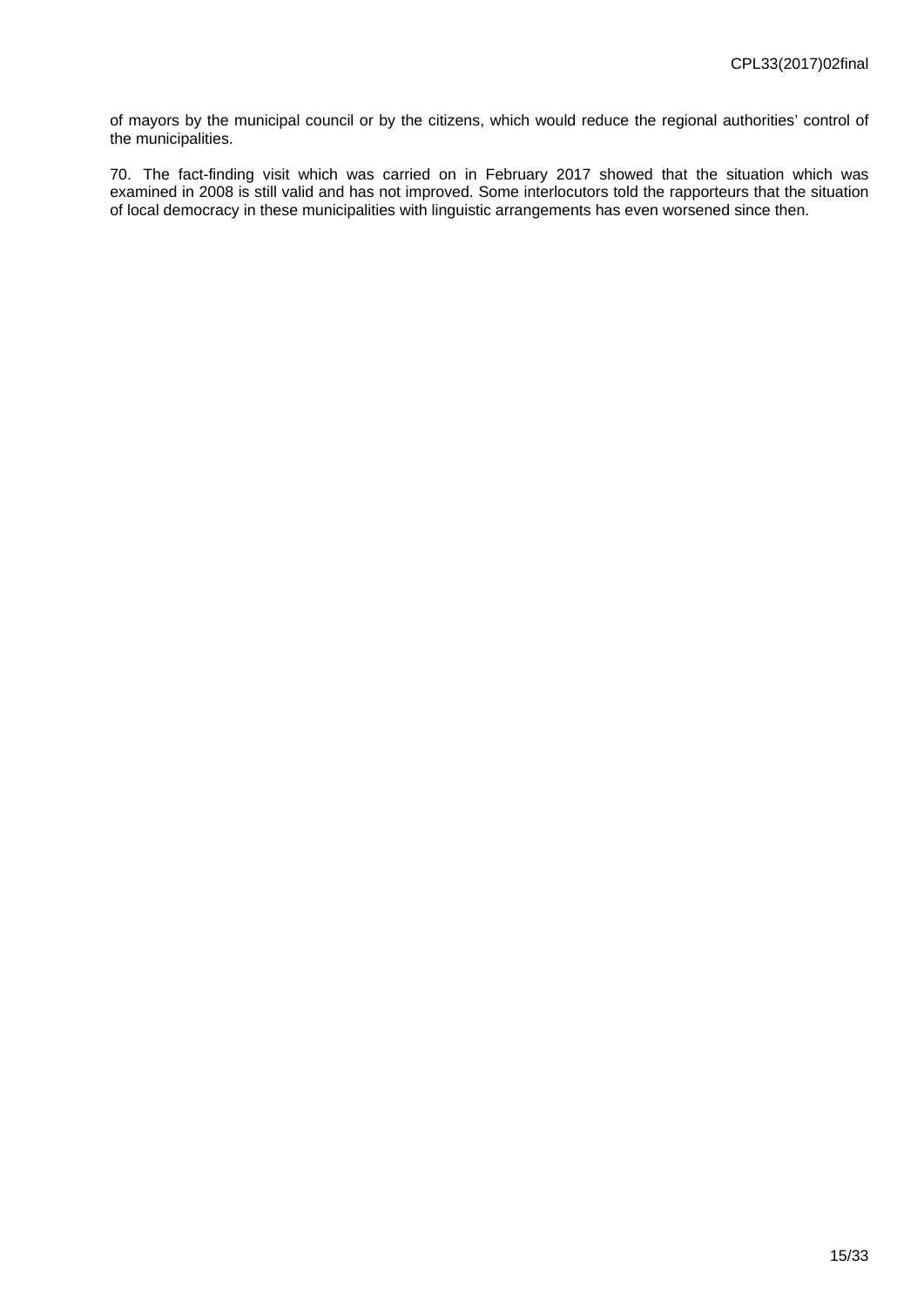of mayors by the municipal council or by the citizens, which would reduce the regional authorities' control of the municipalities.

70. The fact-finding visit which was carried on in February 2017 showed that the situation which was examined in 2008 is still valid and has not improved. Some interlocutors told the rapporteurs that the situation of local democracy in these municipalities with linguistic arrangements has even worsened since then.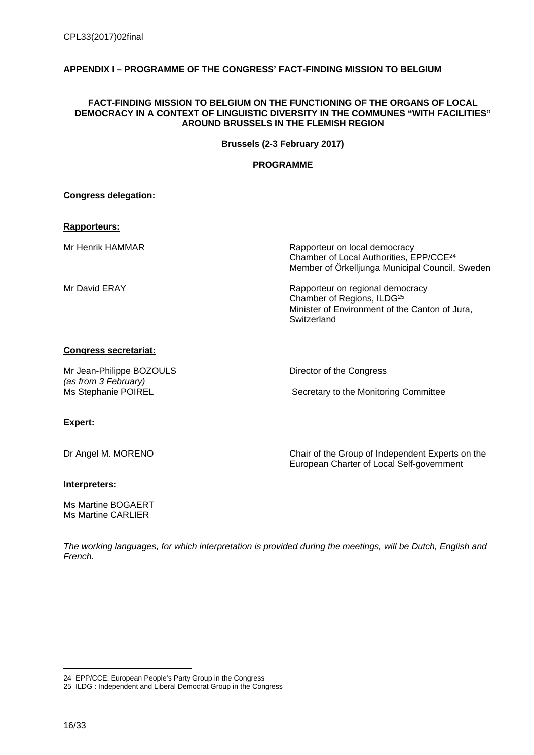## APPENDIX I – PROGRAMME OF THE CONGRESS' FACT-FINDING MISSION TO BELGIUM

### FACT-FINDING MISSION TO BELGIUM ON THE FUNCTIONING OF THE ORGANS OF LOCAL DEMOCRACY IN A CONTEXT OF LINGUISTIC DIVERSITY IN THE COMMUNES "WITH FACILITIES" AROUND BRUSSELS IN THE FLEMISH REGION

**Brussels (2-3 February 2017)**

**PROGRAMME**

**Congress delegation:**

**Rapporteurs:**

| | |
|---|---|
| Mr Henrik HAMMAR | Rapporteur on local democracy<br>Chamber of Local Authorities, EPP/CCE[24]<br>Member of Örkelljunga Municipal Council, Sweden |
| Mr David ERAY | Rapporteur on regional democracy<br>Chamber of Regions, ILDG[25]<br>Minister of Environment of the Canton of Jura, Switzerland |

**Congress secretariat:**

| | |
|---|---|
| Mr Jean-Philippe BOZOULS<br>*(as from 3 February)* | Director of the Congress |
| Ms Stephanie POIREL | Secretary to the Monitoring Committee |

**Expert:**

| | |
|---|---|
| Dr Angel M. MORENO | Chair of the Group of Independent Experts on the European Charter of Local Self-government |

**Interpreters:**

Ms Martine BOGAERT
Ms Martine CARLIER

*The working languages, for which interpretation is provided during the meetings, will be Dutch, English and French.*

---

24 EPP/CCE: European People's Party Group in the Congress
25 ILDG : Independent and Liberal Democrat Group in the Congress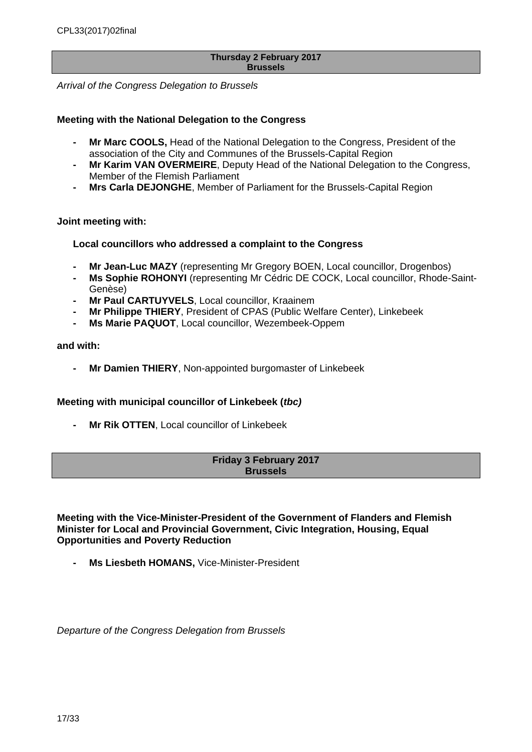**Thursday 2 February 2017**
**Brussels**

*Arrival of the Congress Delegation to Brussels*

**Meeting with the National Delegation to the Congress**

- **Mr Marc COOLS,** Head of the National Delegation to the Congress, President of the association of the City and Communes of the Brussels-Capital Region
- **Mr Karim VAN OVERMEIRE**, Deputy Head of the National Delegation to the Congress, Member of the Flemish Parliament
- **Mrs Carla DEJONGHE**, Member of Parliament for the Brussels-Capital Region

**Joint meeting with:**

**Local councillors who addressed a complaint to the Congress**

- **Mr Jean-Luc MAZY** (representing Mr Gregory BOEN, Local councillor, Drogenbos)
- **Ms Sophie ROHONYI** (representing Mr Cédric DE COCK, Local councillor, Rhode-Saint-Genèse)
- **Mr Paul CARTUYVELS**, Local councillor, Kraainem
- **Mr Philippe THIERY**, President of CPAS (Public Welfare Center), Linkebeek
- **Ms Marie PAQUOT**, Local councillor, Wezembeek-Oppem

**and with:**

- **Mr Damien THIERY**, Non-appointed burgomaster of Linkebeek

**Meeting with municipal councillor of Linkebeek (*tbc)***

- **Mr Rik OTTEN**, Local councillor of Linkebeek

**Friday 3 February 2017**
**Brussels**

**Meeting with the Vice-Minister-President of the Government of Flanders and Flemish Minister for Local and Provincial Government, Civic Integration, Housing, Equal Opportunities and Poverty Reduction**

- **Ms Liesbeth HOMANS,** Vice-Minister-President

*Departure of the Congress Delegation from Brussels*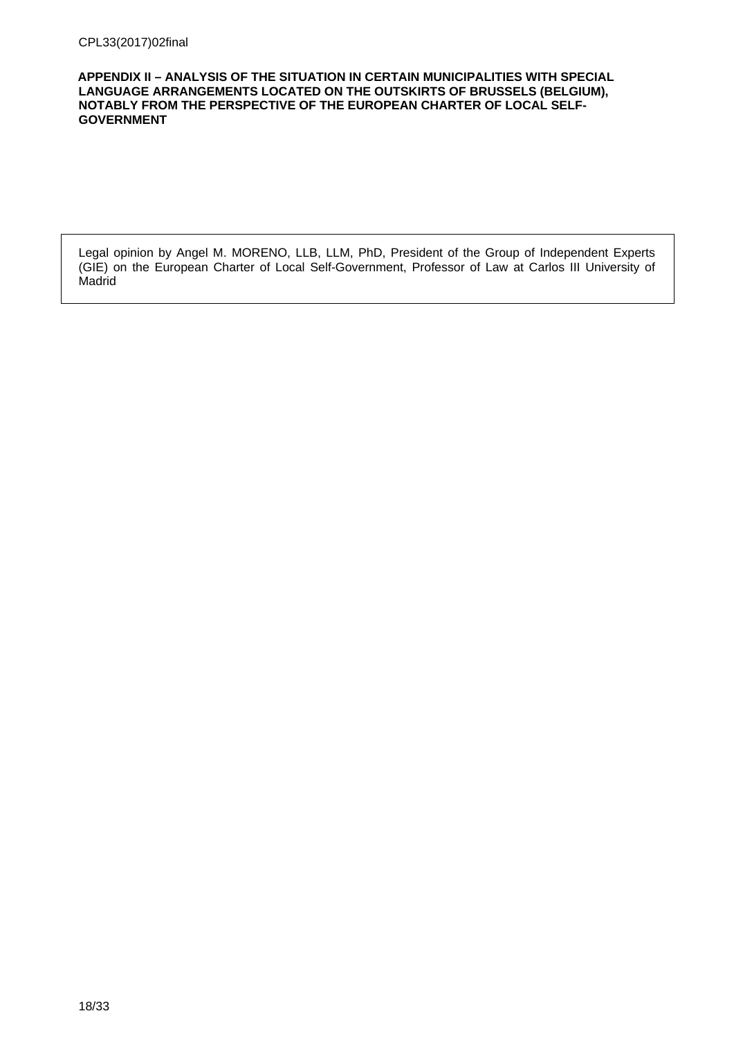## APPENDIX II – ANALYSIS OF THE SITUATION IN CERTAIN MUNICIPALITIES WITH SPECIAL LANGUAGE ARRANGEMENTS LOCATED ON THE OUTSKIRTS OF BRUSSELS (BELGIUM), NOTABLY FROM THE PERSPECTIVE OF THE EUROPEAN CHARTER OF LOCAL SELF-GOVERNMENT

Legal opinion by Angel M. MORENO, LLB, LLM, PhD, President of the Group of Independent Experts (GIE) on the European Charter of Local Self-Government, Professor of Law at Carlos III University of Madrid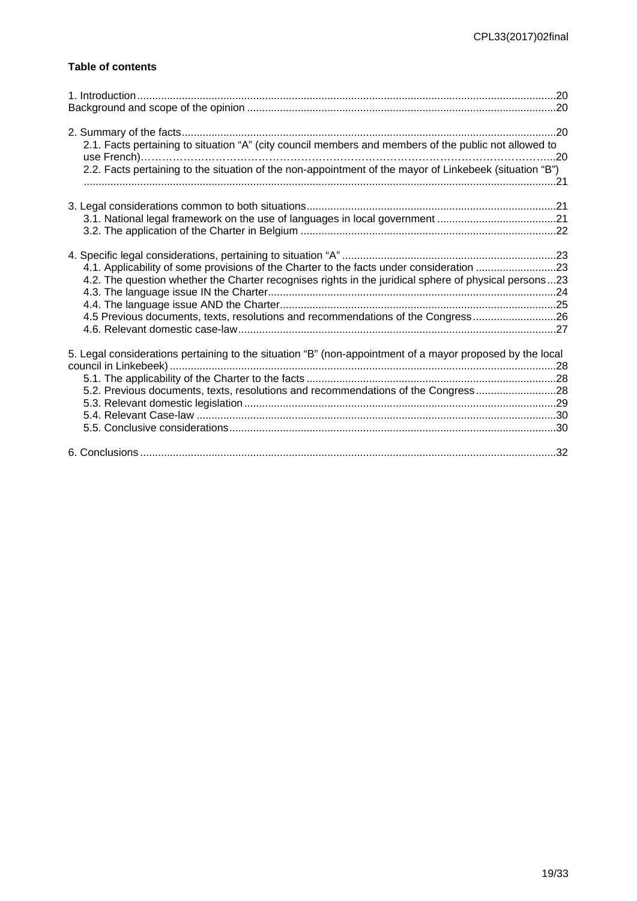**Table of contents**

1. Introduction ........................................................................................................................................20
Background and scope of the opinion ......................................................................................................20

2. Summary of the facts ............................................................................................................................20
   2.1. Facts pertaining to situation “A” (city council members and members of the public not allowed to use French)…………………………………………………………………………………………………..20
   2.2. Facts pertaining to the situation of the non-appointment of the mayor of Linkebeek (situation “B”) ..........................................................................................................................................................21

3. Legal considerations common to both situations...................................................................................21
   3.1. National legal framework on the use of languages in local government ........................................21
   3.2. The application of the Charter in Belgium .....................................................................................22

4. Specific legal considerations, pertaining to situation “A” .......................................................................23
   4.1. Applicability of some provisions of the Charter to the facts under consideration ...........................23
   4.2. The question whether the Charter recognises rights in the juridical sphere of physical persons ...23
   4.3. The language issue IN the Charter.................................................................................................24
   4.4. The language issue AND the Charter.............................................................................................25
   4.5 Previous documents, texts, resolutions and recommendations of the Congress............................26
   4.6. Relevant domestic case-law...........................................................................................................27

5. Legal considerations pertaining to the situation “B” (non-appointment of a mayor proposed by the local council in Linkebeek) ..................................................................................................................................28
   5.1. The applicability of the Charter to the facts ...................................................................................28
   5.2. Previous documents, texts, resolutions and recommendations of the Congress...........................28
   5.3. Relevant domestic legislation .........................................................................................................29
   5.4. Relevant Case-law ........................................................................................................................30
   5.5. Conclusive considerations.............................................................................................................30

6. Conclusions ..........................................................................................................................................32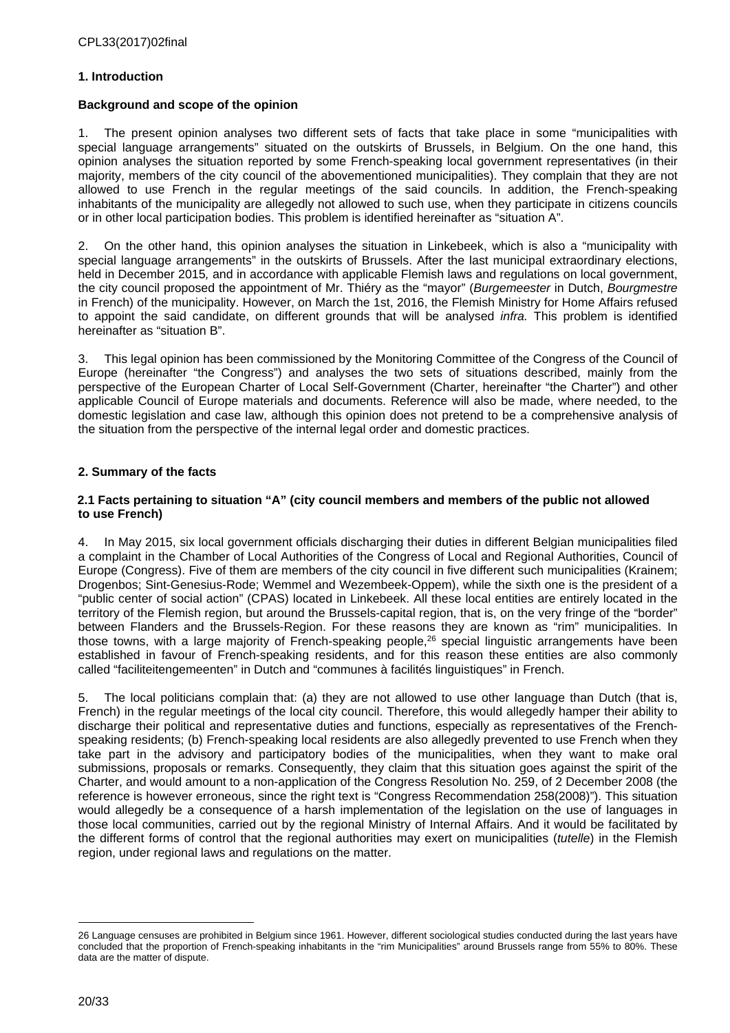## 1. Introduction

### Background and scope of the opinion

1. The present opinion analyses two different sets of facts that take place in some "municipalities with special language arrangements" situated on the outskirts of Brussels, in Belgium. On the one hand, this opinion analyses the situation reported by some French-speaking local government representatives (in their majority, members of the city council of the abovementioned municipalities). They complain that they are not allowed to use French in the regular meetings of the said councils. In addition, the French-speaking inhabitants of the municipality are allegedly not allowed to such use, when they participate in citizens councils or in other local participation bodies. This problem is identified hereinafter as "situation A".

2. On the other hand, this opinion analyses the situation in Linkebeek, which is also a "municipality with special language arrangements" in the outskirts of Brussels. After the last municipal extraordinary elections, held in December 2015, and in accordance with applicable Flemish laws and regulations on local government, the city council proposed the appointment of Mr. Thiéry as the "mayor" (*Burgemeester* in Dutch, *Bourgmestre* in French) of the municipality. However, on March the 1st, 2016, the Flemish Ministry for Home Affairs refused to appoint the said candidate, on different grounds that will be analysed *infra.* This problem is identified hereinafter as "situation B".

3. This legal opinion has been commissioned by the Monitoring Committee of the Congress of the Council of Europe (hereinafter "the Congress") and analyses the two sets of situations described, mainly from the perspective of the European Charter of Local Self-Government (Charter, hereinafter "the Charter") and other applicable Council of Europe materials and documents. Reference will also be made, where needed, to the domestic legislation and case law, although this opinion does not pretend to be a comprehensive analysis of the situation from the perspective of the internal legal order and domestic practices.

## 2. Summary of the facts

### 2.1 Facts pertaining to situation "A" (city council members and members of the public not allowed to use French)

4. In May 2015, six local government officials discharging their duties in different Belgian municipalities filed a complaint in the Chamber of Local Authorities of the Congress of Local and Regional Authorities, Council of Europe (Congress). Five of them are members of the city council in five different such municipalities (Krainem; Drogenbos; Sint-Genesius-Rode; Wemmel and Wezembeek-Oppem), while the sixth one is the president of a "public center of social action" (CPAS) located in Linkebeek. All these local entities are entirely located in the territory of the Flemish region, but around the Brussels-capital region, that is, on the very fringe of the "border" between Flanders and the Brussels-Region. For these reasons they are known as "rim" municipalities. In those towns, with a large majority of French-speaking people,[26] special linguistic arrangements have been established in favour of French-speaking residents, and for this reason these entities are also commonly called "faciliteitengemeenten" in Dutch and "communes à facilités linguistiques" in French.

5. The local politicians complain that: (a) they are not allowed to use other language than Dutch (that is, French) in the regular meetings of the local city council. Therefore, this would allegedly hamper their ability to discharge their political and representative duties and functions, especially as representatives of the French-speaking residents; (b) French-speaking local residents are also allegedly prevented to use French when they take part in the advisory and participatory bodies of the municipalities, when they want to make oral submissions, proposals or remarks. Consequently, they claim that this situation goes against the spirit of the Charter, and would amount to a non-application of the Congress Resolution No. 259, of 2 December 2008 (the reference is however erroneous, since the right text is "Congress Recommendation 258(2008)"). This situation would allegedly be a consequence of a harsh implementation of the legislation on the use of languages in those local communities, carried out by the regional Ministry of Internal Affairs. And it would be facilitated by the different forms of control that the regional authorities may exert on municipalities (*tutelle*) in the Flemish region, under regional laws and regulations on the matter.

---

26 Language censuses are prohibited in Belgium since 1961. However, different sociological studies conducted during the last years have concluded that the proportion of French-speaking inhabitants in the "rim Municipalities" around Brussels range from 55% to 80%. These data are the matter of dispute.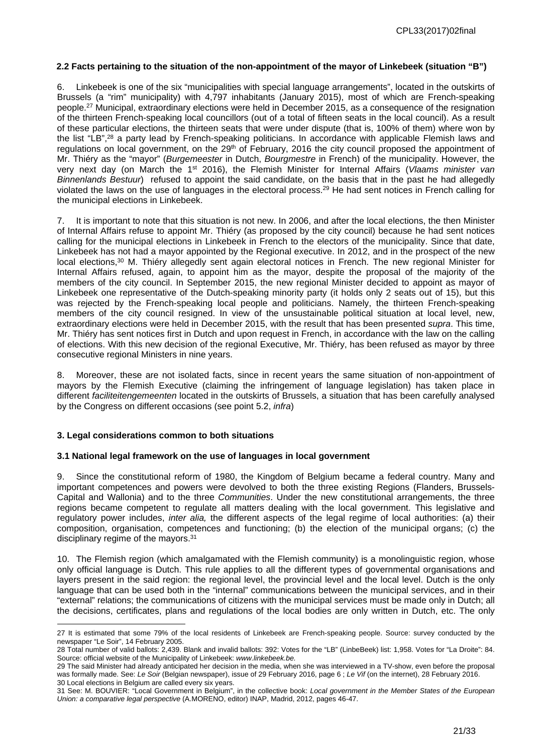**2.2 Facts pertaining to the situation of the non-appointment of the mayor of Linkebeek (situation "B")**

6. Linkebeek is one of the six "municipalities with special language arrangements", located in the outskirts of Brussels (a "rim" municipality) with 4,797 inhabitants (January 2015), most of which are French-speaking people.[27] Municipal, extraordinary elections were held in December 2015, as a consequence of the resignation of the thirteen French-speaking local councillors (out of a total of fifteen seats in the local council). As a result of these particular elections, the thirteen seats that were under dispute (that is, 100% of them) where won by the list "LB",[28] a party lead by French-speaking politicians. In accordance with applicable Flemish laws and regulations on local government, on the 29th of February, 2016 the city council proposed the appointment of Mr. Thiéry as the "mayor" (*Burgemeester* in Dutch, *Bourgmestre* in French) of the municipality. However, the very next day (on March the 1st 2016), the Flemish Minister for Internal Affairs (*Vlaams minister van Binnenlands Bestuur*) refused to appoint the said candidate, on the basis that in the past he had allegedly violated the laws on the use of languages in the electoral process.[29] He had sent notices in French calling for the municipal elections in Linkebeek.

7. It is important to note that this situation is not new. In 2006, and after the local elections, the then Minister of Internal Affairs refuse to appoint Mr. Thiéry (as proposed by the city council) because he had sent notices calling for the municipal elections in Linkebeek in French to the electors of the municipality. Since that date, Linkebeek has not had a mayor appointed by the Regional executive. In 2012, and in the prospect of the new local elections,[30] M. Thiéry allegedly sent again electoral notices in French. The new regional Minister for Internal Affairs refused, again, to appoint him as the mayor, despite the proposal of the majority of the members of the city council. In September 2015, the new regional Minister decided to appoint as mayor of Linkebeek one representative of the Dutch-speaking minority party (it holds only 2 seats out of 15), but this was rejected by the French-speaking local people and politicians. Namely, the thirteen French-speaking members of the city council resigned. In view of the unsustainable political situation at local level, new, extraordinary elections were held in December 2015, with the result that has been presented *supra*. This time, Mr. Thiéry has sent notices first in Dutch and upon request in French, in accordance with the law on the calling of elections. With this new decision of the regional Executive, Mr. Thiéry, has been refused as mayor by three consecutive regional Ministers in nine years.

8. Moreover, these are not isolated facts, since in recent years the same situation of non-appointment of mayors by the Flemish Executive (claiming the infringement of language legislation) has taken place in different *faciliteitengemeenten* located in the outskirts of Brussels, a situation that has been carefully analysed by the Congress on different occasions (see point 5.2, *infra*)

## 3. Legal considerations common to both situations

### 3.1 National legal framework on the use of languages in local government

9. Since the constitutional reform of 1980, the Kingdom of Belgium became a federal country. Many and important competences and powers were devolved to both the three existing Regions (Flanders, Brussels-Capital and Wallonia) and to the three *Communities*. Under the new constitutional arrangements, the three regions became competent to regulate all matters dealing with the local government. This legislative and regulatory power includes, *inter alia,* the different aspects of the legal regime of local authorities: (a) their composition, organisation, competences and functioning; (b) the election of the municipal organs; (c) the disciplinary regime of the mayors.[31]

10. The Flemish region (which amalgamated with the Flemish community) is a monolinguistic region, whose only official language is Dutch. This rule applies to all the different types of governmental organisations and layers present in the said region: the regional level, the provincial level and the local level. Dutch is the only language that can be used both in the "internal" communications between the municipal services, and in their "external" relations; the communications of citizens with the municipal services must be made only in Dutch; all the decisions, certificates, plans and regulations of the local bodies are only written in Dutch, etc. The only

---

27 It is estimated that some 79% of the local residents of Linkebeek are French-speaking people. Source: survey conducted by the newspaper "Le Soir", 14 February 2005.

28 Total number of valid ballots: 2,439. Blank and invalid ballots: 392: Votes for the "LB" (LinbeBeek) list: 1,958. Votes for "La Droite": 84. Source: official website of the Municipality of Linkebeek: *www.linkebeek.be.*

29 The said Minister had already anticipated her decision in the media, when she was interviewed in a TV-show, even before the proposal was formally made. See: *Le Soir* (Belgian newspaper), issue of 29 February 2016, page 6 ; *Le Vif* (on the internet), 28 February 2016.

30 Local elections in Belgium are called every six years.

31 See: M. BOUVIER: "Local Government in Belgium", in the collective book: *Local government in the Member States of the European Union: a comparative legal perspective* (A.MORENO, editor) INAP, Madrid, 2012, pages 46-47.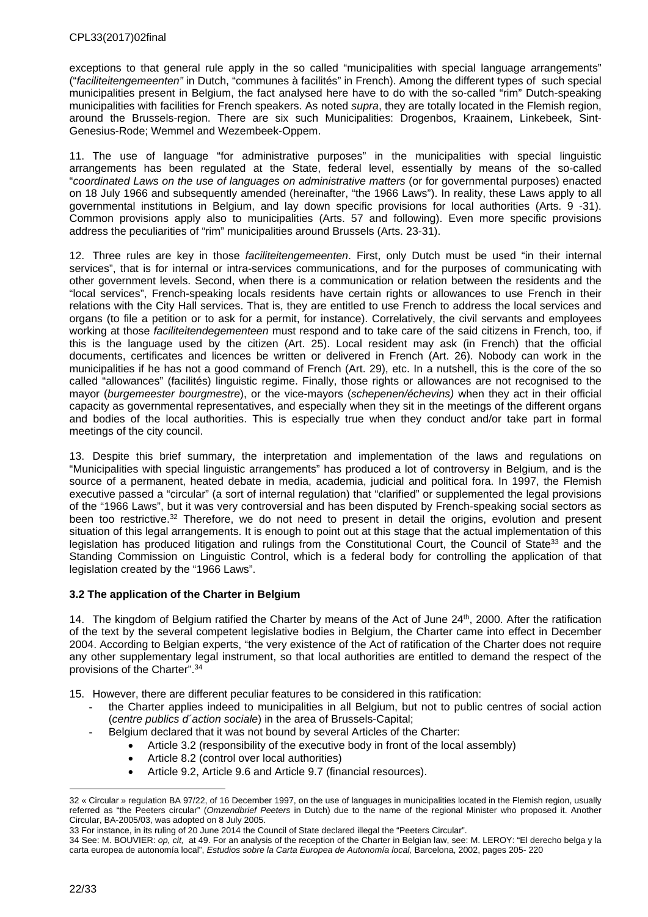exceptions to that general rule apply in the so called "municipalities with special language arrangements" ("*faciliteitengemeenten"* in Dutch, "communes à facilités" in French). Among the different types of such special municipalities present in Belgium, the fact analysed here have to do with the so-called "rim" Dutch-speaking municipalities with facilities for French speakers. As noted *supra*, they are totally located in the Flemish region, around the Brussels-region. There are six such Municipalities: Drogenbos, Kraainem, Linkebeek, Sint-Genesius-Rode; Wemmel and Wezembeek-Oppem.

11. The use of language "for administrative purposes" in the municipalities with special linguistic arrangements has been regulated at the State, federal level, essentially by means of the so-called "*coordinated Laws on the use of languages on administrative matters* (or for governmental purposes) enacted on 18 July 1966 and subsequently amended (hereinafter, "the 1966 Laws"). In reality, these Laws apply to all governmental institutions in Belgium, and lay down specific provisions for local authorities (Arts. 9 -31). Common provisions apply also to municipalities (Arts. 57 and following). Even more specific provisions address the peculiarities of "rim" municipalities around Brussels (Arts. 23-31).

12. Three rules are key in those *faciliteitengemeenten*. First, only Dutch must be used "in their internal services", that is for internal or intra-services communications, and for the purposes of communicating with other government levels. Second, when there is a communication or relation between the residents and the "local services", French-speaking locals residents have certain rights or allowances to use French in their relations with the City Hall services. That is, they are entitled to use French to address the local services and organs (to file a petition or to ask for a permit, for instance). Correlatively, the civil servants and employees working at those *faciliteitendegemeenteen* must respond and to take care of the said citizens in French, too, if this is the language used by the citizen (Art. 25). Local resident may ask (in French) that the official documents, certificates and licences be written or delivered in French (Art. 26). Nobody can work in the municipalities if he has not a good command of French (Art. 29), etc. In a nutshell, this is the core of the so called "allowances" (facilités) linguistic regime. Finally, those rights or allowances are not recognised to the mayor (*burgemeester bourgmestre*), or the vice-mayors (*schepenen/échevins)* when they act in their official capacity as governmental representatives, and especially when they sit in the meetings of the different organs and bodies of the local authorities. This is especially true when they conduct and/or take part in formal meetings of the city council.

13. Despite this brief summary, the interpretation and implementation of the laws and regulations on "Municipalities with special linguistic arrangements" has produced a lot of controversy in Belgium, and is the source of a permanent, heated debate in media, academia, judicial and political fora. In 1997, the Flemish executive passed a "circular" (a sort of internal regulation) that "clarified" or supplemented the legal provisions of the "1966 Laws", but it was very controversial and has been disputed by French-speaking social sectors as been too restrictive.[32] Therefore, we do not need to present in detail the origins, evolution and present situation of this legal arrangements. It is enough to point out at this stage that the actual implementation of this legislation has produced litigation and rulings from the Constitutional Court, the Council of State[33] and the Standing Commission on Linguistic Control, which is a federal body for controlling the application of that legislation created by the "1966 Laws".

### 3.2 The application of the Charter in Belgium

14. The kingdom of Belgium ratified the Charter by means of the Act of June 24th, 2000. After the ratification of the text by the several competent legislative bodies in Belgium, the Charter came into effect in December 2004. According to Belgian experts, "the very existence of the Act of ratification of the Charter does not require any other supplementary legal instrument, so that local authorities are entitled to demand the respect of the provisions of the Charter".[34]

15. However, there are different peculiar features to be considered in this ratification:

- the Charter applies indeed to municipalities in all Belgium, but not to public centres of social action (*centre publics d´action sociale*) in the area of Brussels-Capital;
- Belgium declared that it was not bound by several Articles of the Charter:
  - Article 3.2 (responsibility of the executive body in front of the local assembly)
  - Article 8.2 (control over local authorities)
  - Article 9.2, Article 9.6 and Article 9.7 (financial resources).

---

32 « Circular » regulation BA 97/22, of 16 December 1997, on the use of languages in municipalities located in the Flemish region, usually referred as "the Peeters circular" (*Omzendbrief Peeters* in Dutch) due to the name of the regional Minister who proposed it. Another Circular, BA-2005/03, was adopted on 8 July 2005.

33 For instance, in its ruling of 20 June 2014 the Council of State declared illegal the "Peeters Circular".

34 See: M. BOUVIER: *op, cit,* at 49. For an analysis of the reception of the Charter in Belgian law, see: M. LEROY: "El derecho belga y la carta europea de autonomía local", *Estudios sobre la Carta Europea de Autonomía local,* Barcelona, 2002, pages 205- 220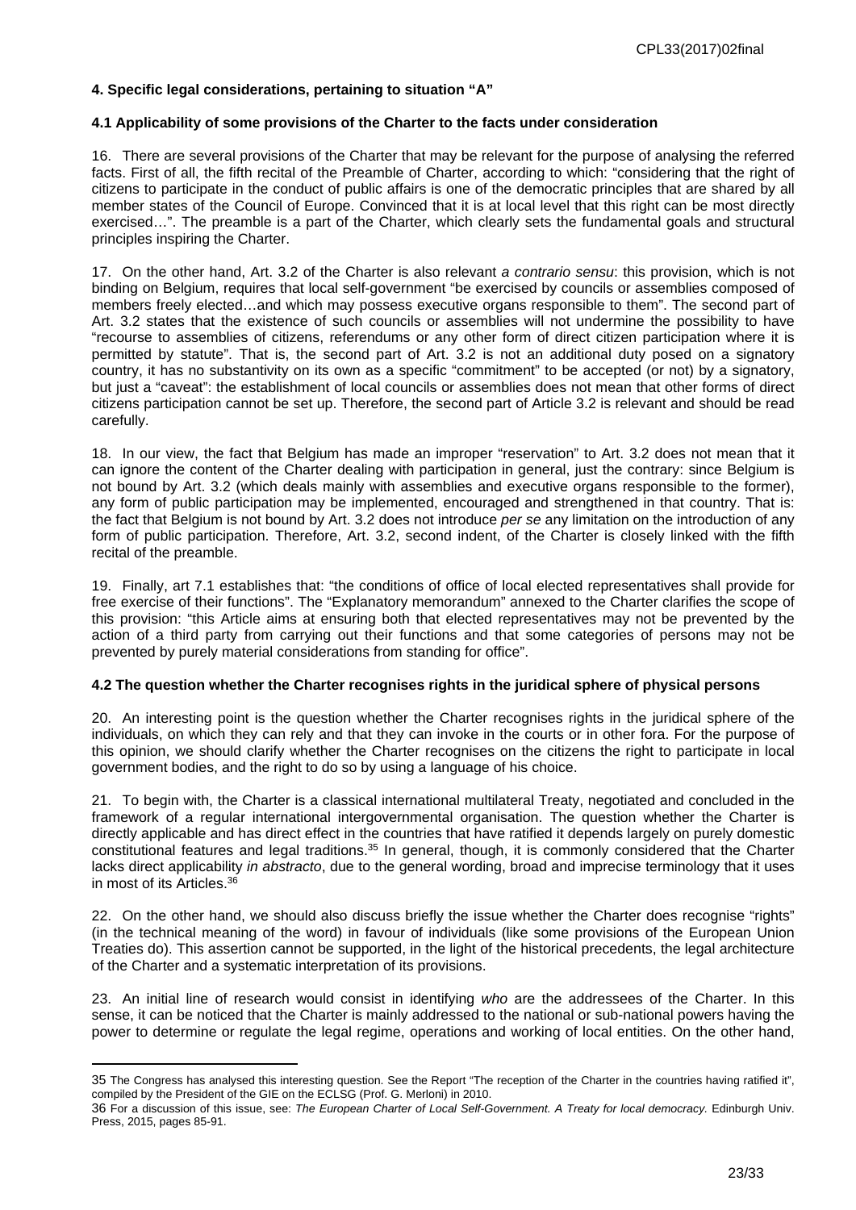### 4. Specific legal considerations, pertaining to situation "A"

#### 4.1 Applicability of some provisions of the Charter to the facts under consideration

16. There are several provisions of the Charter that may be relevant for the purpose of analysing the referred facts. First of all, the fifth recital of the Preamble of Charter, according to which: "considering that the right of citizens to participate in the conduct of public affairs is one of the democratic principles that are shared by all member states of the Council of Europe. Convinced that it is at local level that this right can be most directly exercised…". The preamble is a part of the Charter, which clearly sets the fundamental goals and structural principles inspiring the Charter.

17. On the other hand, Art. 3.2 of the Charter is also relevant *a contrario sensu*: this provision, which is not binding on Belgium, requires that local self-government "be exercised by councils or assemblies composed of members freely elected…and which may possess executive organs responsible to them". The second part of Art. 3.2 states that the existence of such councils or assemblies will not undermine the possibility to have "recourse to assemblies of citizens, referendums or any other form of direct citizen participation where it is permitted by statute". That is, the second part of Art. 3.2 is not an additional duty posed on a signatory country, it has no substantivity on its own as a specific "commitment" to be accepted (or not) by a signatory, but just a "caveat": the establishment of local councils or assemblies does not mean that other forms of direct citizens participation cannot be set up. Therefore, the second part of Article 3.2 is relevant and should be read carefully.

18. In our view, the fact that Belgium has made an improper "reservation" to Art. 3.2 does not mean that it can ignore the content of the Charter dealing with participation in general, just the contrary: since Belgium is not bound by Art. 3.2 (which deals mainly with assemblies and executive organs responsible to the former), any form of public participation may be implemented, encouraged and strengthened in that country. That is: the fact that Belgium is not bound by Art. 3.2 does not introduce *per se* any limitation on the introduction of any form of public participation. Therefore, Art. 3.2, second indent, of the Charter is closely linked with the fifth recital of the preamble.

19. Finally, art 7.1 establishes that: "the conditions of office of local elected representatives shall provide for free exercise of their functions". The "Explanatory memorandum" annexed to the Charter clarifies the scope of this provision: "this Article aims at ensuring both that elected representatives may not be prevented by the action of a third party from carrying out their functions and that some categories of persons may not be prevented by purely material considerations from standing for office".

#### 4.2 The question whether the Charter recognises rights in the juridical sphere of physical persons

20. An interesting point is the question whether the Charter recognises rights in the juridical sphere of the individuals, on which they can rely and that they can invoke in the courts or in other fora. For the purpose of this opinion, we should clarify whether the Charter recognises on the citizens the right to participate in local government bodies, and the right to do so by using a language of his choice.

21. To begin with, the Charter is a classical international multilateral Treaty, negotiated and concluded in the framework of a regular international intergovernmental organisation. The question whether the Charter is directly applicable and has direct effect in the countries that have ratified it depends largely on purely domestic constitutional features and legal traditions.[35] In general, though, it is commonly considered that the Charter lacks direct applicability *in abstracto*, due to the general wording, broad and imprecise terminology that it uses in most of its Articles.[36]

22. On the other hand, we should also discuss briefly the issue whether the Charter does recognise "rights" (in the technical meaning of the word) in favour of individuals (like some provisions of the European Union Treaties do). This assertion cannot be supported, in the light of the historical precedents, the legal architecture of the Charter and a systematic interpretation of its provisions.

23. An initial line of research would consist in identifying *who* are the addressees of the Charter. In this sense, it can be noticed that the Charter is mainly addressed to the national or sub-national powers having the power to determine or regulate the legal regime, operations and working of local entities. On the other hand,

---

35 The Congress has analysed this interesting question. See the Report "The reception of the Charter in the countries having ratified it", compiled by the President of the GIE on the ECLSG (Prof. G. Merloni) in 2010.

36 For a discussion of this issue, see: *The European Charter of Local Self-Government. A Treaty for local democracy.* Edinburgh Univ. Press, 2015, pages 85-91.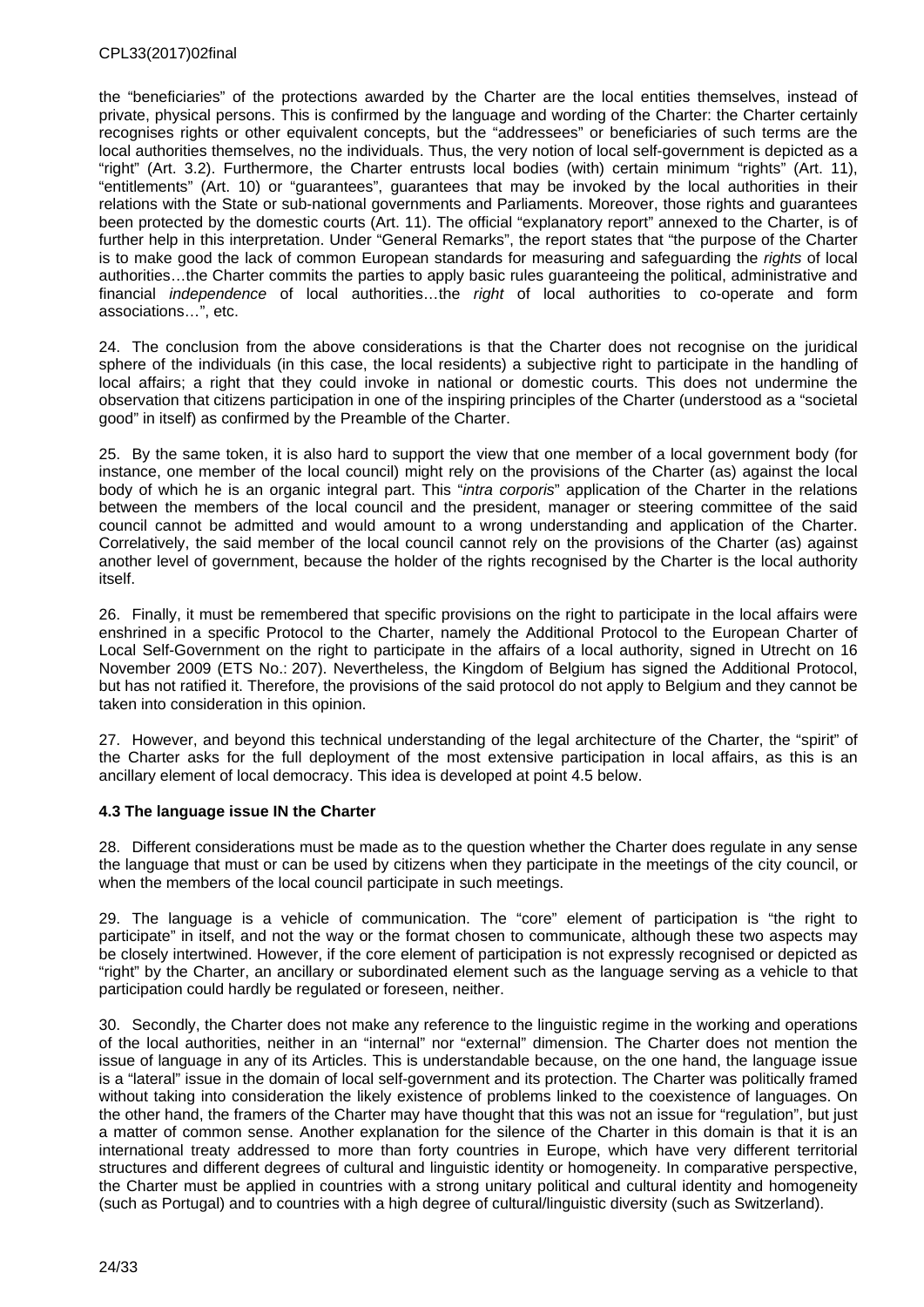the "beneficiaries" of the protections awarded by the Charter are the local entities themselves, instead of private, physical persons. This is confirmed by the language and wording of the Charter: the Charter certainly recognises rights or other equivalent concepts, but the "addressees" or beneficiaries of such terms are the local authorities themselves, no the individuals. Thus, the very notion of local self-government is depicted as a "right" (Art. 3.2). Furthermore, the Charter entrusts local bodies (with) certain minimum "rights" (Art. 11), "entitlements" (Art. 10) or "guarantees", guarantees that may be invoked by the local authorities in their relations with the State or sub-national governments and Parliaments. Moreover, those rights and guarantees been protected by the domestic courts (Art. 11). The official "explanatory report" annexed to the Charter, is of further help in this interpretation. Under "General Remarks", the report states that "the purpose of the Charter is to make good the lack of common European standards for measuring and safeguarding the *rights* of local authorities…the Charter commits the parties to apply basic rules guaranteeing the political, administrative and financial *independence* of local authorities…the *right* of local authorities to co-operate and form associations…", etc.

24. The conclusion from the above considerations is that the Charter does not recognise on the juridical sphere of the individuals (in this case, the local residents) a subjective right to participate in the handling of local affairs; a right that they could invoke in national or domestic courts. This does not undermine the observation that citizens participation in one of the inspiring principles of the Charter (understood as a "societal good" in itself) as confirmed by the Preamble of the Charter.

25. By the same token, it is also hard to support the view that one member of a local government body (for instance, one member of the local council) might rely on the provisions of the Charter (as) against the local body of which he is an organic integral part. This "*intra corporis*" application of the Charter in the relations between the members of the local council and the president, manager or steering committee of the said council cannot be admitted and would amount to a wrong understanding and application of the Charter. Correlatively, the said member of the local council cannot rely on the provisions of the Charter (as) against another level of government, because the holder of the rights recognised by the Charter is the local authority itself.

26. Finally, it must be remembered that specific provisions on the right to participate in the local affairs were enshrined in a specific Protocol to the Charter, namely the Additional Protocol to the European Charter of Local Self-Government on the right to participate in the affairs of a local authority, signed in Utrecht on 16 November 2009 (ETS No.: 207). Nevertheless, the Kingdom of Belgium has signed the Additional Protocol, but has not ratified it. Therefore, the provisions of the said protocol do not apply to Belgium and they cannot be taken into consideration in this opinion.

27. However, and beyond this technical understanding of the legal architecture of the Charter, the "spirit" of the Charter asks for the full deployment of the most extensive participation in local affairs, as this is an ancillary element of local democracy. This idea is developed at point 4.5 below.

### 4.3 The language issue IN the Charter

28. Different considerations must be made as to the question whether the Charter does regulate in any sense the language that must or can be used by citizens when they participate in the meetings of the city council, or when the members of the local council participate in such meetings.

29. The language is a vehicle of communication. The "core" element of participation is "the right to participate" in itself, and not the way or the format chosen to communicate, although these two aspects may be closely intertwined. However, if the core element of participation is not expressly recognised or depicted as "right" by the Charter, an ancillary or subordinated element such as the language serving as a vehicle to that participation could hardly be regulated or foreseen, neither.

30. Secondly, the Charter does not make any reference to the linguistic regime in the working and operations of the local authorities, neither in an "internal" nor "external" dimension. The Charter does not mention the issue of language in any of its Articles. This is understandable because, on the one hand, the language issue is a "lateral" issue in the domain of local self-government and its protection. The Charter was politically framed without taking into consideration the likely existence of problems linked to the coexistence of languages. On the other hand, the framers of the Charter may have thought that this was not an issue for "regulation", but just a matter of common sense. Another explanation for the silence of the Charter in this domain is that it is an international treaty addressed to more than forty countries in Europe, which have very different territorial structures and different degrees of cultural and linguistic identity or homogeneity. In comparative perspective, the Charter must be applied in countries with a strong unitary political and cultural identity and homogeneity (such as Portugal) and to countries with a high degree of cultural/linguistic diversity (such as Switzerland).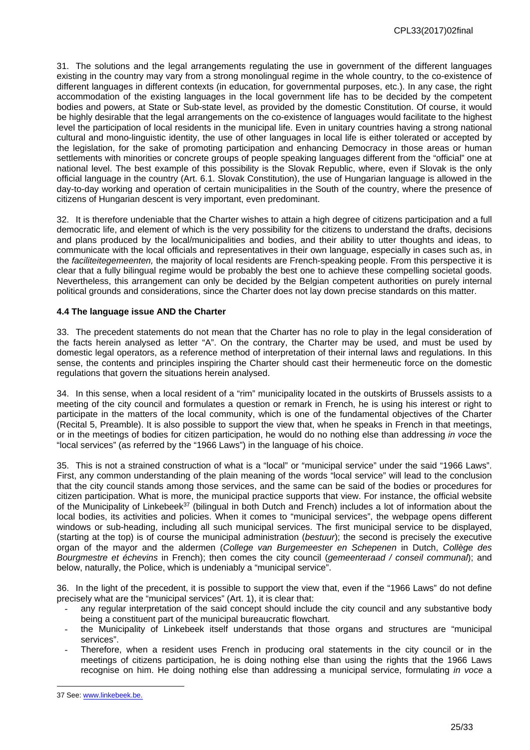31. The solutions and the legal arrangements regulating the use in government of the different languages existing in the country may vary from a strong monolingual regime in the whole country, to the co-existence of different languages in different contexts (in education, for governmental purposes, etc.). In any case, the right accommodation of the existing languages in the local government life has to be decided by the competent bodies and powers, at State or Sub-state level, as provided by the domestic Constitution. Of course, it would be highly desirable that the legal arrangements on the co-existence of languages would facilitate to the highest level the participation of local residents in the municipal life. Even in unitary countries having a strong national cultural and mono-linguistic identity, the use of other languages in local life is either tolerated or accepted by the legislation, for the sake of promoting participation and enhancing Democracy in those areas or human settlements with minorities or concrete groups of people speaking languages different from the "official" one at national level. The best example of this possibility is the Slovak Republic, where, even if Slovak is the only official language in the country (Art. 6.1. Slovak Constitution), the use of Hungarian language is allowed in the day-to-day working and operation of certain municipalities in the South of the country, where the presence of citizens of Hungarian descent is very important, even predominant.

32. It is therefore undeniable that the Charter wishes to attain a high degree of citizens participation and a full democratic life, and element of which is the very possibility for the citizens to understand the drafts, decisions and plans produced by the local/municipalities and bodies, and their ability to utter thoughts and ideas, to communicate with the local officials and representatives in their own language, especially in cases such as, in the *faciliteitegemeenten,* the majority of local residents are French-speaking people. From this perspective it is clear that a fully bilingual regime would be probably the best one to achieve these compelling societal goods. Nevertheless, this arrangement can only be decided by the Belgian competent authorities on purely internal political grounds and considerations, since the Charter does not lay down precise standards on this matter.

### 4.4 The language issue AND the Charter

33. The precedent statements do not mean that the Charter has no role to play in the legal consideration of the facts herein analysed as letter "A". On the contrary, the Charter may be used, and must be used by domestic legal operators, as a reference method of interpretation of their internal laws and regulations. In this sense, the contents and principles inspiring the Charter should cast their hermeneutic force on the domestic regulations that govern the situations herein analysed.

34. In this sense, when a local resident of a "rim" municipality located in the outskirts of Brussels assists to a meeting of the city council and formulates a question or remark in French, he is using his interest or right to participate in the matters of the local community, which is one of the fundamental objectives of the Charter (Recital 5, Preamble). It is also possible to support the view that, when he speaks in French in that meetings, or in the meetings of bodies for citizen participation, he would do no nothing else than addressing *in voce* the "local services" (as referred by the "1966 Laws") in the language of his choice.

35. This is not a strained construction of what is a "local" or "municipal service" under the said "1966 Laws". First, any common understanding of the plain meaning of the words "local service" will lead to the conclusion that the city council stands among those services, and the same can be said of the bodies or procedures for citizen participation. What is more, the municipal practice supports that view. For instance, the official website of the Municipality of Linkebeek[37] (bilingual in both Dutch and French) includes a lot of information about the local bodies, its activities and policies. When it comes to "municipal services", the webpage opens different windows or sub-heading, including all such municipal services. The first municipal service to be displayed, (starting at the top) is of course the municipal administration (*bestuur*); the second is precisely the executive organ of the mayor and the aldermen (*College van Burgemeester en Schepenen* in Dutch, *Collège des Bourgmestre et échevins* in French); then comes the city council (*gemeenteraad / conseil communal*); and below, naturally, the Police, which is undeniably a "municipal service".

36. In the light of the precedent, it is possible to support the view that, even if the "1966 Laws" do not define precisely what are the "municipal services" (Art. 1), it is clear that:

- any regular interpretation of the said concept should include the city council and any substantive body being a constituent part of the municipal bureaucratic flowchart.
- the Municipality of Linkebeek itself understands that those organs and structures are "municipal services".
- Therefore, when a resident uses French in producing oral statements in the city council or in the meetings of citizens participation, he is doing nothing else than using the rights that the 1966 Laws recognise on him. He doing nothing else than addressing a municipal service, formulating *in voce* a

37 See: www.linkebeek.be.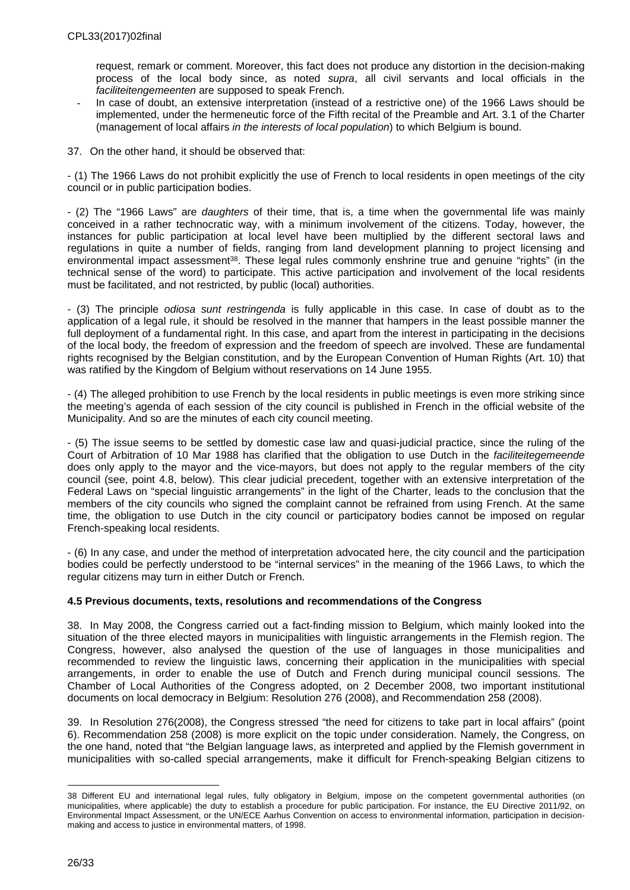request, remark or comment. Moreover, this fact does not produce any distortion in the decision-making process of the local body since, as noted *supra*, all civil servants and local officials in the *faciliteitengemeenten* are supposed to speak French.

- In case of doubt, an extensive interpretation (instead of a restrictive one) of the 1966 Laws should be implemented, under the hermeneutic force of the Fifth recital of the Preamble and Art. 3.1 of the Charter (management of local affairs *in the interests of local population*) to which Belgium is bound.

37. On the other hand, it should be observed that:

- (1) The 1966 Laws do not prohibit explicitly the use of French to local residents in open meetings of the city council or in public participation bodies.

- (2) The "1966 Laws" are *daughters* of their time, that is, a time when the governmental life was mainly conceived in a rather technocratic way, with a minimum involvement of the citizens. Today, however, the instances for public participation at local level have been multiplied by the different sectoral laws and regulations in quite a number of fields, ranging from land development planning to project licensing and environmental impact assessment[38]. These legal rules commonly enshrine true and genuine "rights" (in the technical sense of the word) to participate. This active participation and involvement of the local residents must be facilitated, and not restricted, by public (local) authorities.

- (3) The principle *odiosa sunt restringenda* is fully applicable in this case. In case of doubt as to the application of a legal rule, it should be resolved in the manner that hampers in the least possible manner the full deployment of a fundamental right. In this case, and apart from the interest in participating in the decisions of the local body, the freedom of expression and the freedom of speech are involved. These are fundamental rights recognised by the Belgian constitution, and by the European Convention of Human Rights (Art. 10) that was ratified by the Kingdom of Belgium without reservations on 14 June 1955.

- (4) The alleged prohibition to use French by the local residents in public meetings is even more striking since the meeting's agenda of each session of the city council is published in French in the official website of the Municipality. And so are the minutes of each city council meeting.

- (5) The issue seems to be settled by domestic case law and quasi-judicial practice, since the ruling of the Court of Arbitration of 10 Mar 1988 has clarified that the obligation to use Dutch in the *faciliteitegemeende* does only apply to the mayor and the vice-mayors, but does not apply to the regular members of the city council (see, point 4.8, below). This clear judicial precedent, together with an extensive interpretation of the Federal Laws on "special linguistic arrangements" in the light of the Charter, leads to the conclusion that the members of the city councils who signed the complaint cannot be refrained from using French. At the same time, the obligation to use Dutch in the city council or participatory bodies cannot be imposed on regular French-speaking local residents.

- (6) In any case, and under the method of interpretation advocated here, the city council and the participation bodies could be perfectly understood to be "internal services" in the meaning of the 1966 Laws, to which the regular citizens may turn in either Dutch or French.

### 4.5 Previous documents, texts, resolutions and recommendations of the Congress

38. In May 2008, the Congress carried out a fact-finding mission to Belgium, which mainly looked into the situation of the three elected mayors in municipalities with linguistic arrangements in the Flemish region. The Congress, however, also analysed the question of the use of languages in those municipalities and recommended to review the linguistic laws, concerning their application in the municipalities with special arrangements, in order to enable the use of Dutch and French during municipal council sessions. The Chamber of Local Authorities of the Congress adopted, on 2 December 2008, two important institutional documents on local democracy in Belgium: Resolution 276 (2008), and Recommendation 258 (2008).

39. In Resolution 276(2008), the Congress stressed "the need for citizens to take part in local affairs" (point 6). Recommendation 258 (2008) is more explicit on the topic under consideration. Namely, the Congress, on the one hand, noted that "the Belgian language laws, as interpreted and applied by the Flemish government in municipalities with so-called special arrangements, make it difficult for French-speaking Belgian citizens to

---

38 Different EU and international legal rules, fully obligatory in Belgium, impose on the competent governmental authorities (on municipalities, where applicable) the duty to establish a procedure for public participation. For instance, the EU Directive 2011/92, on Environmental Impact Assessment, or the UN/ECE Aarhus Convention on access to environmental information, participation in decision-making and access to justice in environmental matters, of 1998.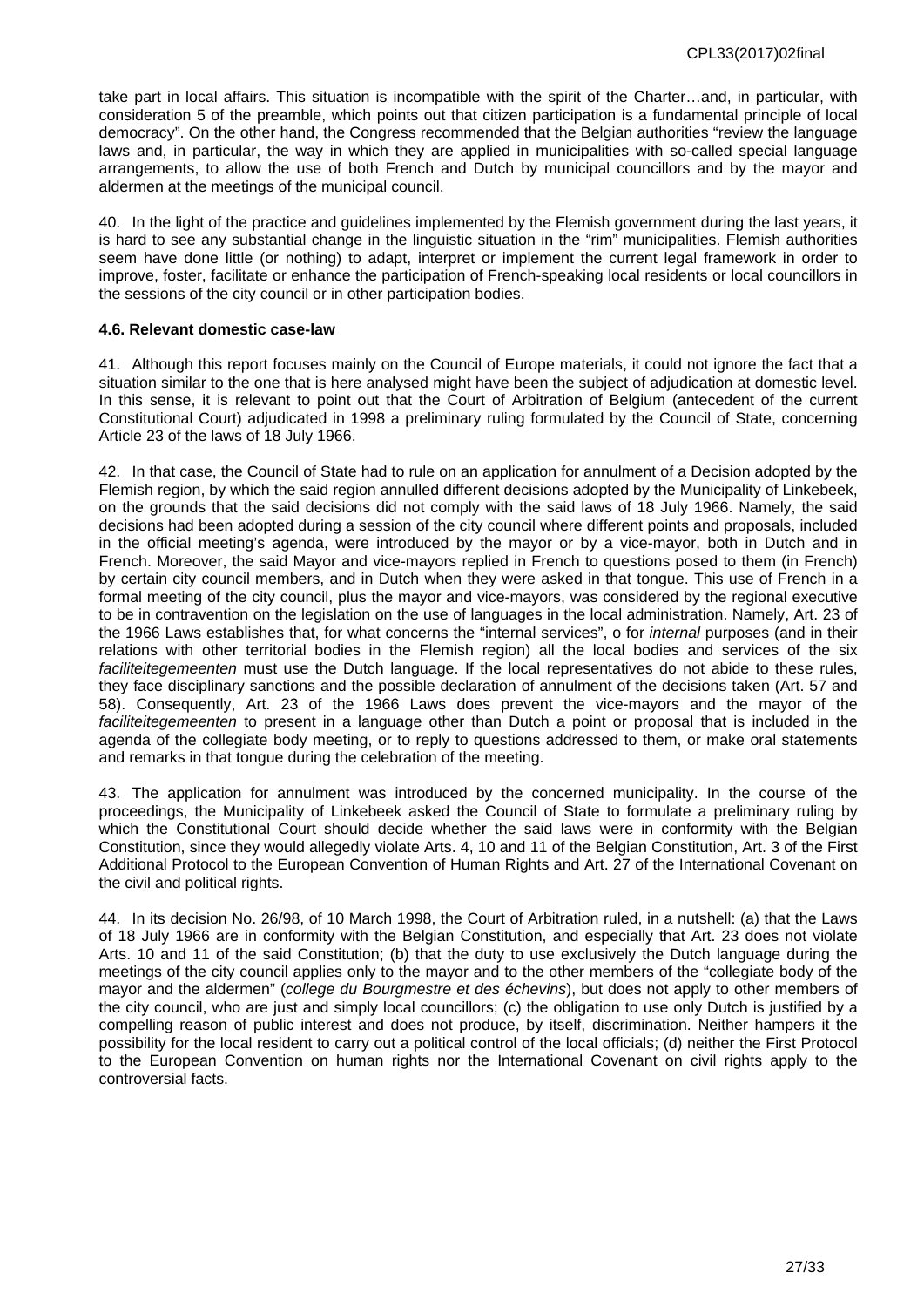take part in local affairs. This situation is incompatible with the spirit of the Charter…and, in particular, with consideration 5 of the preamble, which points out that citizen participation is a fundamental principle of local democracy". On the other hand, the Congress recommended that the Belgian authorities "review the language laws and, in particular, the way in which they are applied in municipalities with so-called special language arrangements, to allow the use of both French and Dutch by municipal councillors and by the mayor and aldermen at the meetings of the municipal council.

40. In the light of the practice and guidelines implemented by the Flemish government during the last years, it is hard to see any substantial change in the linguistic situation in the "rim" municipalities. Flemish authorities seem have done little (or nothing) to adapt, interpret or implement the current legal framework in order to improve, foster, facilitate or enhance the participation of French-speaking local residents or local councillors in the sessions of the city council or in other participation bodies.

#### 4.6. Relevant domestic case-law

41. Although this report focuses mainly on the Council of Europe materials, it could not ignore the fact that a situation similar to the one that is here analysed might have been the subject of adjudication at domestic level. In this sense, it is relevant to point out that the Court of Arbitration of Belgium (antecedent of the current Constitutional Court) adjudicated in 1998 a preliminary ruling formulated by the Council of State, concerning Article 23 of the laws of 18 July 1966.

42. In that case, the Council of State had to rule on an application for annulment of a Decision adopted by the Flemish region, by which the said region annulled different decisions adopted by the Municipality of Linkebeek, on the grounds that the said decisions did not comply with the said laws of 18 July 1966. Namely, the said decisions had been adopted during a session of the city council where different points and proposals, included in the official meeting's agenda, were introduced by the mayor or by a vice-mayor, both in Dutch and in French. Moreover, the said Mayor and vice-mayors replied in French to questions posed to them (in French) by certain city council members, and in Dutch when they were asked in that tongue. This use of French in a formal meeting of the city council, plus the mayor and vice-mayors, was considered by the regional executive to be in contravention on the legislation on the use of languages in the local administration. Namely, Art. 23 of the 1966 Laws establishes that, for what concerns the "internal services", o for *internal* purposes (and in their relations with other territorial bodies in the Flemish region) all the local bodies and services of the six *faciliteitegemeenten* must use the Dutch language. If the local representatives do not abide to these rules, they face disciplinary sanctions and the possible declaration of annulment of the decisions taken (Art. 57 and 58). Consequently, Art. 23 of the 1966 Laws does prevent the vice-mayors and the mayor of the *faciliteitegemeenten* to present in a language other than Dutch a point or proposal that is included in the agenda of the collegiate body meeting, or to reply to questions addressed to them, or make oral statements and remarks in that tongue during the celebration of the meeting.

43. The application for annulment was introduced by the concerned municipality. In the course of the proceedings, the Municipality of Linkebeek asked the Council of State to formulate a preliminary ruling by which the Constitutional Court should decide whether the said laws were in conformity with the Belgian Constitution, since they would allegedly violate Arts. 4, 10 and 11 of the Belgian Constitution, Art. 3 of the First Additional Protocol to the European Convention of Human Rights and Art. 27 of the International Covenant on the civil and political rights.

44. In its decision No. 26/98, of 10 March 1998, the Court of Arbitration ruled, in a nutshell: (a) that the Laws of 18 July 1966 are in conformity with the Belgian Constitution, and especially that Art. 23 does not violate Arts. 10 and 11 of the said Constitution; (b) that the duty to use exclusively the Dutch language during the meetings of the city council applies only to the mayor and to the other members of the "collegiate body of the mayor and the aldermen" (*college du Bourgmestre et des échevins*), but does not apply to other members of the city council, who are just and simply local councillors; (c) the obligation to use only Dutch is justified by a compelling reason of public interest and does not produce, by itself, discrimination. Neither hampers it the possibility for the local resident to carry out a political control of the local officials; (d) neither the First Protocol to the European Convention on human rights nor the International Covenant on civil rights apply to the controversial facts.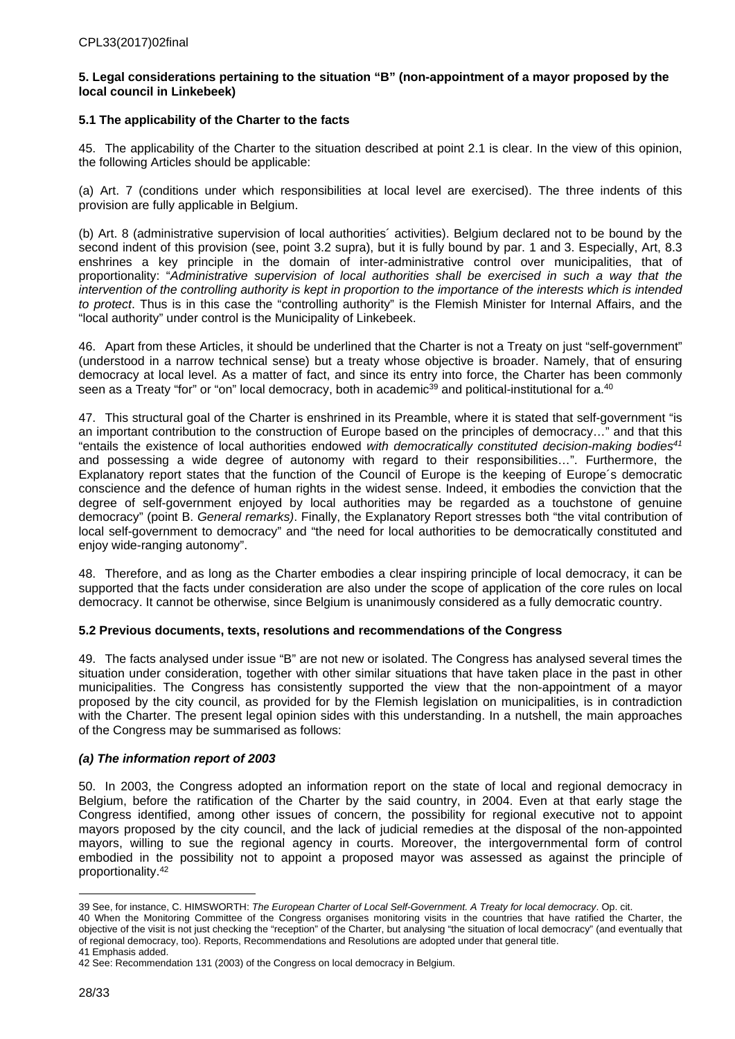**5. Legal considerations pertaining to the situation "B" (non-appointment of a mayor proposed by the local council in Linkebeek)**

**5.1 The applicability of the Charter to the facts**

45. The applicability of the Charter to the situation described at point 2.1 is clear. In the view of this opinion, the following Articles should be applicable:

(a) Art. 7 (conditions under which responsibilities at local level are exercised). The three indents of this provision are fully applicable in Belgium.

(b) Art. 8 (administrative supervision of local authorities´ activities). Belgium declared not to be bound by the second indent of this provision (see, point 3.2 supra), but it is fully bound by par. 1 and 3. Especially, Art, 8.3 enshrines a key principle in the domain of inter-administrative control over municipalities, that of proportionality: "*Administrative supervision of local authorities shall be exercised in such a way that the intervention of the controlling authority is kept in proportion to the importance of the interests which is intended to protect*. Thus is in this case the "controlling authority" is the Flemish Minister for Internal Affairs, and the "local authority" under control is the Municipality of Linkebeek.

46. Apart from these Articles, it should be underlined that the Charter is not a Treaty on just "self-government" (understood in a narrow technical sense) but a treaty whose objective is broader. Namely, that of ensuring democracy at local level. As a matter of fact, and since its entry into force, the Charter has been commonly seen as a Treaty "for" or "on" local democracy, both in academic[39] and political-institutional for a.[40]

47. This structural goal of the Charter is enshrined in its Preamble, where it is stated that self-government "is an important contribution to the construction of Europe based on the principles of democracy…" and that this "entails the existence of local authorities endowed *with democratically constituted decision-making bodies*[41] and possessing a wide degree of autonomy with regard to their responsibilities…". Furthermore, the Explanatory report states that the function of the Council of Europe is the keeping of Europe´s democratic conscience and the defence of human rights in the widest sense. Indeed, it embodies the conviction that the degree of self-government enjoyed by local authorities may be regarded as a touchstone of genuine democracy" (point B. *General remarks)*. Finally, the Explanatory Report stresses both "the vital contribution of local self-government to democracy" and "the need for local authorities to be democratically constituted and enjoy wide-ranging autonomy".

48. Therefore, and as long as the Charter embodies a clear inspiring principle of local democracy, it can be supported that the facts under consideration are also under the scope of application of the core rules on local democracy. It cannot be otherwise, since Belgium is unanimously considered as a fully democratic country.

**5.2 Previous documents, texts, resolutions and recommendations of the Congress**

49. The facts analysed under issue "B" are not new or isolated. The Congress has analysed several times the situation under consideration, together with other similar situations that have taken place in the past in other municipalities. The Congress has consistently supported the view that the non-appointment of a mayor proposed by the city council, as provided for by the Flemish legislation on municipalities, is in contradiction with the Charter. The present legal opinion sides with this understanding. In a nutshell, the main approaches of the Congress may be summarised as follows:

***(a) The information report of 2003***

50. In 2003, the Congress adopted an information report on the state of local and regional democracy in Belgium, before the ratification of the Charter by the said country, in 2004. Even at that early stage the Congress identified, among other issues of concern, the possibility for regional executive not to appoint mayors proposed by the city council, and the lack of judicial remedies at the disposal of the non-appointed mayors, willing to sue the regional agency in courts. Moreover, the intergovernmental form of control embodied in the possibility not to appoint a proposed mayor was assessed as against the principle of proportionality.[42]

---

39 See, for instance, C. HIMSWORTH: *The European Charter of Local Self-Government. A Treaty for local democracy*. Op. cit.

40 When the Monitoring Committee of the Congress organises monitoring visits in the countries that have ratified the Charter, the objective of the visit is not just checking the "reception" of the Charter, but analysing "the situation of local democracy" (and eventually that of regional democracy, too). Reports, Recommendations and Resolutions are adopted under that general title.

41 Emphasis added.

42 See: Recommendation 131 (2003) of the Congress on local democracy in Belgium.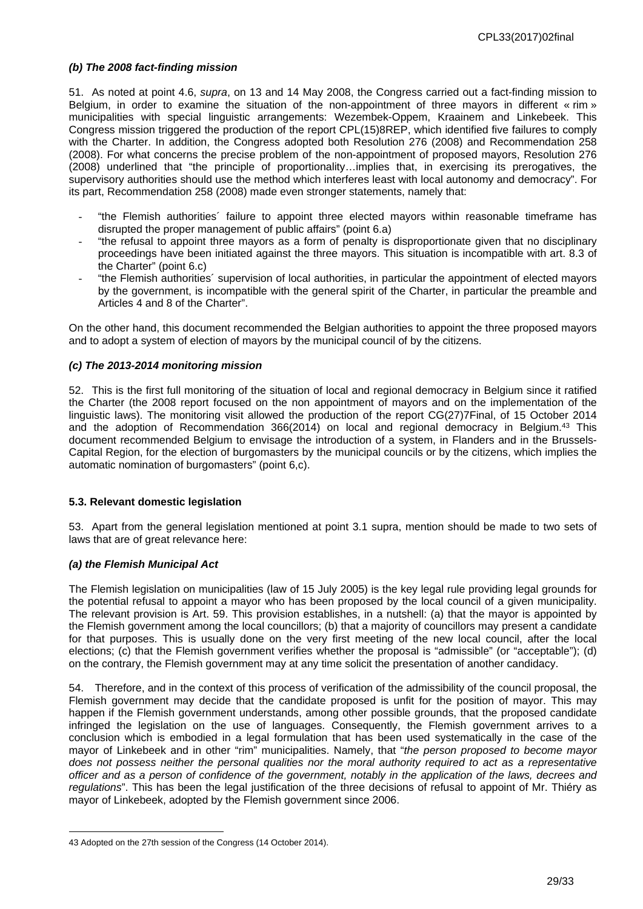### *(b) The 2008 fact-finding mission*

51. As noted at point 4.6, *supra*, on 13 and 14 May 2008, the Congress carried out a fact-finding mission to Belgium, in order to examine the situation of the non-appointment of three mayors in different « rim » municipalities with special linguistic arrangements: Wezembek-Oppem, Kraainem and Linkebeek. This Congress mission triggered the production of the report CPL(15)8REP, which identified five failures to comply with the Charter. In addition, the Congress adopted both Resolution 276 (2008) and Recommendation 258 (2008). For what concerns the precise problem of the non-appointment of proposed mayors, Resolution 276 (2008) underlined that "the principle of proportionality…implies that, in exercising its prerogatives, the supervisory authorities should use the method which interferes least with local autonomy and democracy". For its part, Recommendation 258 (2008) made even stronger statements, namely that:

- "the Flemish authorities´ failure to appoint three elected mayors within reasonable timeframe has disrupted the proper management of public affairs" (point 6.a)
- "the refusal to appoint three mayors as a form of penalty is disproportionate given that no disciplinary proceedings have been initiated against the three mayors. This situation is incompatible with art. 8.3 of the Charter" (point 6.c)
- "the Flemish authorities´ supervision of local authorities, in particular the appointment of elected mayors by the government, is incompatible with the general spirit of the Charter, in particular the preamble and Articles 4 and 8 of the Charter".

On the other hand, this document recommended the Belgian authorities to appoint the three proposed mayors and to adopt a system of election of mayors by the municipal council of by the citizens.

### *(c) The 2013-2014 monitoring mission*

52. This is the first full monitoring of the situation of local and regional democracy in Belgium since it ratified the Charter (the 2008 report focused on the non appointment of mayors and on the implementation of the linguistic laws). The monitoring visit allowed the production of the report CG(27)7Final, of 15 October 2014 and the adoption of Recommendation 366(2014) on local and regional democracy in Belgium.[43] This document recommended Belgium to envisage the introduction of a system, in Flanders and in the Brussels-Capital Region, for the election of burgomasters by the municipal councils or by the citizens, which implies the automatic nomination of burgomasters" (point 6,c).

## 5.3. Relevant domestic legislation

53. Apart from the general legislation mentioned at point 3.1 supra, mention should be made to two sets of laws that are of great relevance here:

### *(a) the Flemish Municipal Act*

The Flemish legislation on municipalities (law of 15 July 2005) is the key legal rule providing legal grounds for the potential refusal to appoint a mayor who has been proposed by the local council of a given municipality. The relevant provision is Art. 59. This provision establishes, in a nutshell: (a) that the mayor is appointed by the Flemish government among the local councillors; (b) that a majority of councillors may present a candidate for that purposes. This is usually done on the very first meeting of the new local council, after the local elections; (c) that the Flemish government verifies whether the proposal is "admissible" (or "acceptable"); (d) on the contrary, the Flemish government may at any time solicit the presentation of another candidacy.

54. Therefore, and in the context of this process of verification of the admissibility of the council proposal, the Flemish government may decide that the candidate proposed is unfit for the position of mayor. This may happen if the Flemish government understands, among other possible grounds, that the proposed candidate infringed the legislation on the use of languages. Consequently, the Flemish government arrives to a conclusion which is embodied in a legal formulation that has been used systematically in the case of the mayor of Linkebeek and in other "rim" municipalities. Namely, that "*the person proposed to become mayor does not possess neither the personal qualities nor the moral authority required to act as a representative officer and as a person of confidence of the government, notably in the application of the laws, decrees and regulations*". This has been the legal justification of the three decisions of refusal to appoint of Mr. Thiéry as mayor of Linkebeek, adopted by the Flemish government since 2006.

---

43 Adopted on the 27th session of the Congress (14 October 2014).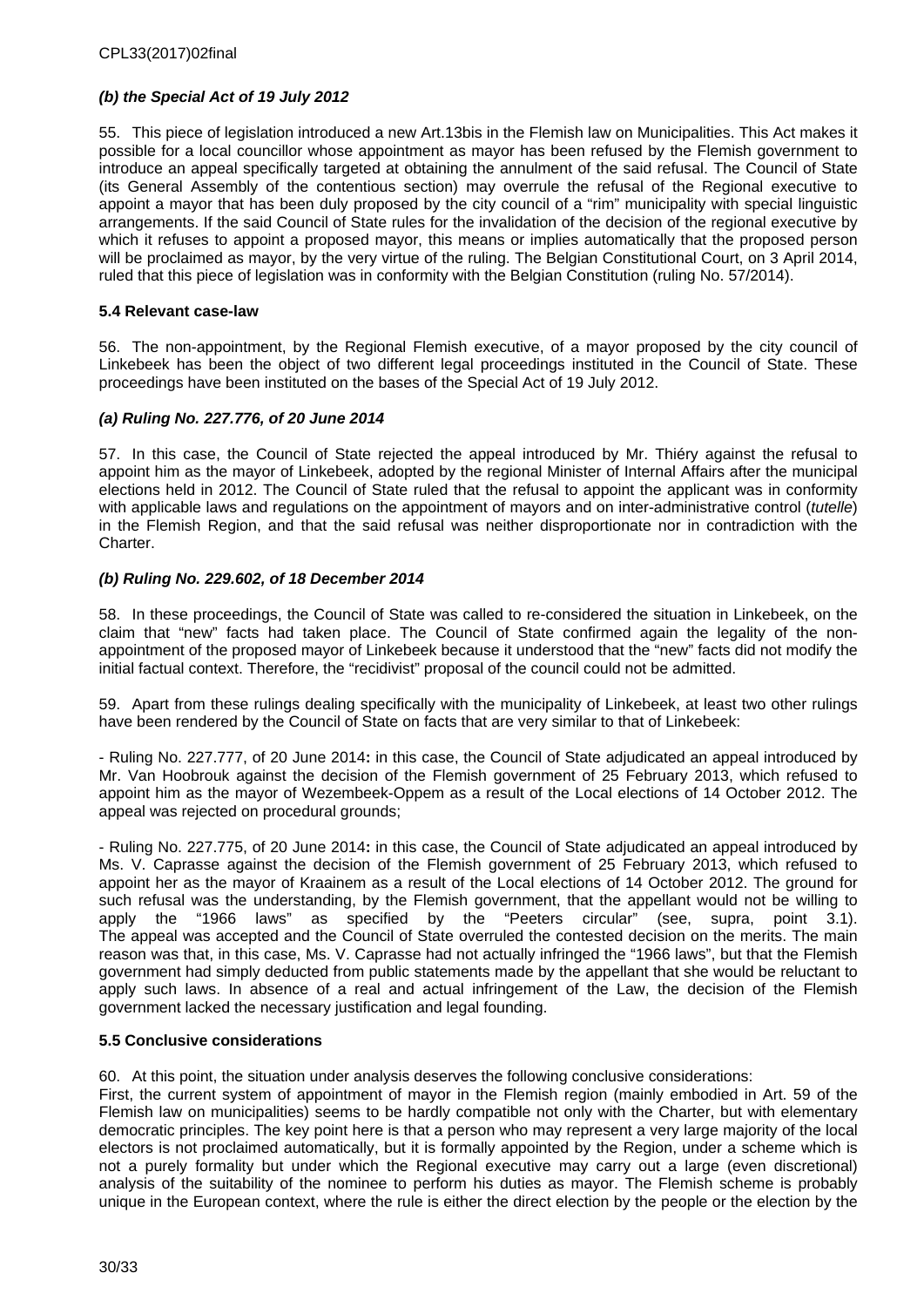### *(b) the Special Act of 19 July 2012*

55. This piece of legislation introduced a new Art.13bis in the Flemish law on Municipalities. This Act makes it possible for a local councillor whose appointment as mayor has been refused by the Flemish government to introduce an appeal specifically targeted at obtaining the annulment of the said refusal. The Council of State (its General Assembly of the contentious section) may overrule the refusal of the Regional executive to appoint a mayor that has been duly proposed by the city council of a "rim" municipality with special linguistic arrangements. If the said Council of State rules for the invalidation of the decision of the regional executive by which it refuses to appoint a proposed mayor, this means or implies automatically that the proposed person will be proclaimed as mayor, by the very virtue of the ruling. The Belgian Constitutional Court, on 3 April 2014, ruled that this piece of legislation was in conformity with the Belgian Constitution (ruling No. 57/2014).

### 5.4 Relevant case-law

56. The non-appointment, by the Regional Flemish executive, of a mayor proposed by the city council of Linkebeek has been the object of two different legal proceedings instituted in the Council of State. These proceedings have been instituted on the bases of the Special Act of 19 July 2012.

### *(a) Ruling No. 227.776, of 20 June 2014*

57. In this case, the Council of State rejected the appeal introduced by Mr. Thiéry against the refusal to appoint him as the mayor of Linkebeek, adopted by the regional Minister of Internal Affairs after the municipal elections held in 2012. The Council of State ruled that the refusal to appoint the applicant was in conformity with applicable laws and regulations on the appointment of mayors and on inter-administrative control (*tutelle*) in the Flemish Region, and that the said refusal was neither disproportionate nor in contradiction with the Charter.

### *(b) Ruling No. 229.602, of 18 December 2014*

58. In these proceedings, the Council of State was called to re-considered the situation in Linkebeek, on the claim that "new" facts had taken place. The Council of State confirmed again the legality of the non-appointment of the proposed mayor of Linkebeek because it understood that the "new" facts did not modify the initial factual context. Therefore, the "recidivist" proposal of the council could not be admitted.

59. Apart from these rulings dealing specifically with the municipality of Linkebeek, at least two other rulings have been rendered by the Council of State on facts that are very similar to that of Linkebeek:

- Ruling No. 227.777, of 20 June 2014**:** in this case, the Council of State adjudicated an appeal introduced by Mr. Van Hoobrouk against the decision of the Flemish government of 25 February 2013, which refused to appoint him as the mayor of Wezembeek-Oppem as a result of the Local elections of 14 October 2012. The appeal was rejected on procedural grounds;

- Ruling No. 227.775, of 20 June 2014**:** in this case, the Council of State adjudicated an appeal introduced by Ms. V. Caprasse against the decision of the Flemish government of 25 February 2013, which refused to appoint her as the mayor of Kraainem as a result of the Local elections of 14 October 2012. The ground for such refusal was the understanding, by the Flemish government, that the appellant would not be willing to apply the "1966 laws" as specified by the "Peeters circular" (see, supra, point 3.1). The appeal was accepted and the Council of State overruled the contested decision on the merits. The main reason was that, in this case, Ms. V. Caprasse had not actually infringed the "1966 laws", but that the Flemish government had simply deducted from public statements made by the appellant that she would be reluctant to apply such laws. In absence of a real and actual infringement of the Law, the decision of the Flemish government lacked the necessary justification and legal founding.

### 5.5 Conclusive considerations

60. At this point, the situation under analysis deserves the following conclusive considerations:
First, the current system of appointment of mayor in the Flemish region (mainly embodied in Art. 59 of the Flemish law on municipalities) seems to be hardly compatible not only with the Charter, but with elementary democratic principles. The key point here is that a person who may represent a very large majority of the local electors is not proclaimed automatically, but it is formally appointed by the Region, under a scheme which is not a purely formality but under which the Regional executive may carry out a large (even discretional) analysis of the suitability of the nominee to perform his duties as mayor. The Flemish scheme is probably unique in the European context, where the rule is either the direct election by the people or the election by the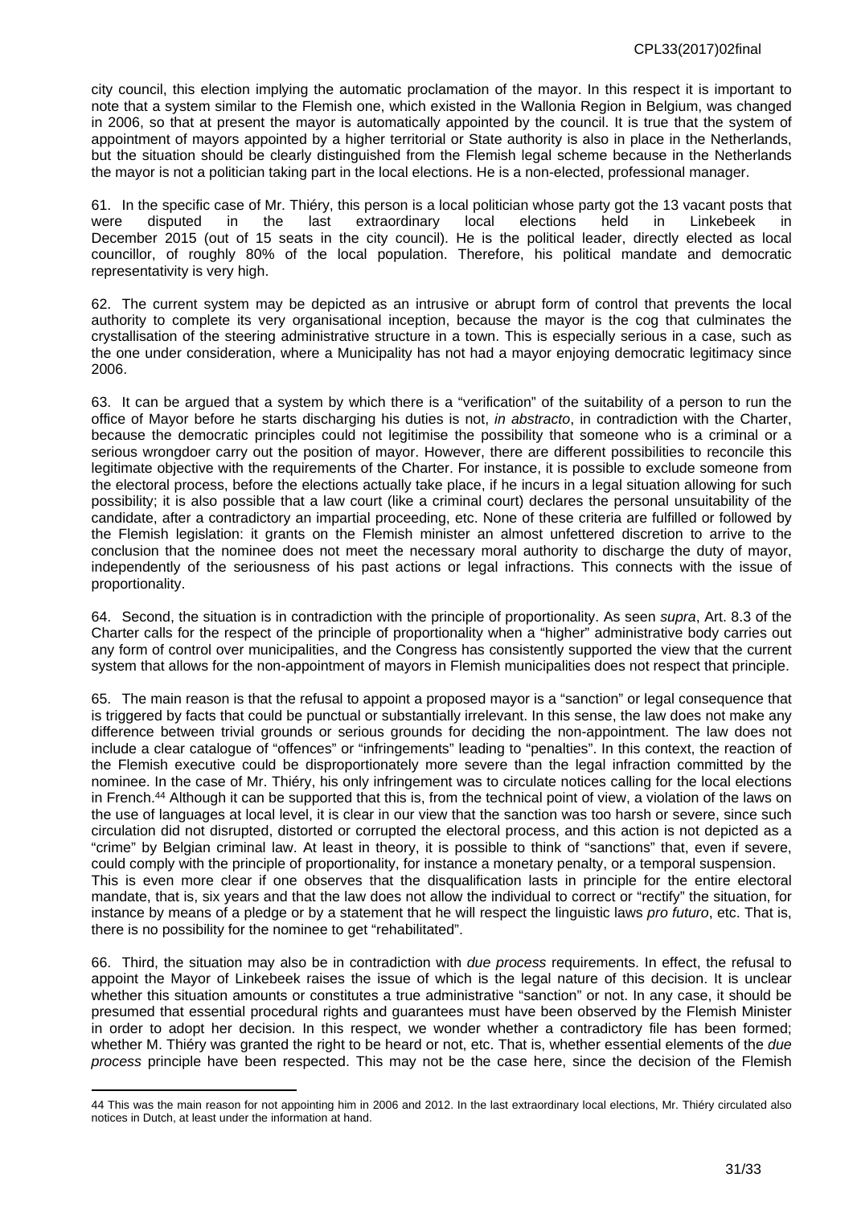city council, this election implying the automatic proclamation of the mayor. In this respect it is important to note that a system similar to the Flemish one, which existed in the Wallonia Region in Belgium, was changed in 2006, so that at present the mayor is automatically appointed by the council. It is true that the system of appointment of mayors appointed by a higher territorial or State authority is also in place in the Netherlands, but the situation should be clearly distinguished from the Flemish legal scheme because in the Netherlands the mayor is not a politician taking part in the local elections. He is a non-elected, professional manager.

61. In the specific case of Mr. Thiéry, this person is a local politician whose party got the 13 vacant posts that were disputed in the last extraordinary local elections held in Linkebeek in December 2015 (out of 15 seats in the city council). He is the political leader, directly elected as local councillor, of roughly 80% of the local population. Therefore, his political mandate and democratic representativity is very high.

62. The current system may be depicted as an intrusive or abrupt form of control that prevents the local authority to complete its very organisational inception, because the mayor is the cog that culminates the crystallisation of the steering administrative structure in a town. This is especially serious in a case, such as the one under consideration, where a Municipality has not had a mayor enjoying democratic legitimacy since 2006.

63. It can be argued that a system by which there is a "verification" of the suitability of a person to run the office of Mayor before he starts discharging his duties is not, *in abstracto*, in contradiction with the Charter, because the democratic principles could not legitimise the possibility that someone who is a criminal or a serious wrongdoer carry out the position of mayor. However, there are different possibilities to reconcile this legitimate objective with the requirements of the Charter. For instance, it is possible to exclude someone from the electoral process, before the elections actually take place, if he incurs in a legal situation allowing for such possibility; it is also possible that a law court (like a criminal court) declares the personal unsuitability of the candidate, after a contradictory an impartial proceeding, etc. None of these criteria are fulfilled or followed by the Flemish legislation: it grants on the Flemish minister an almost unfettered discretion to arrive to the conclusion that the nominee does not meet the necessary moral authority to discharge the duty of mayor, independently of the seriousness of his past actions or legal infractions. This connects with the issue of proportionality.

64. Second, the situation is in contradiction with the principle of proportionality. As seen *supra*, Art. 8.3 of the Charter calls for the respect of the principle of proportionality when a "higher" administrative body carries out any form of control over municipalities, and the Congress has consistently supported the view that the current system that allows for the non-appointment of mayors in Flemish municipalities does not respect that principle.

65. The main reason is that the refusal to appoint a proposed mayor is a "sanction" or legal consequence that is triggered by facts that could be punctual or substantially irrelevant. In this sense, the law does not make any difference between trivial grounds or serious grounds for deciding the non-appointment. The law does not include a clear catalogue of "offences" or "infringements" leading to "penalties". In this context, the reaction of the Flemish executive could be disproportionately more severe than the legal infraction committed by the nominee. In the case of Mr. Thiéry, his only infringement was to circulate notices calling for the local elections in French.[44] Although it can be supported that this is, from the technical point of view, a violation of the laws on the use of languages at local level, it is clear in our view that the sanction was too harsh or severe, since such circulation did not disrupted, distorted or corrupted the electoral process, and this action is not depicted as a "crime" by Belgian criminal law. At least in theory, it is possible to think of "sanctions" that, even if severe, could comply with the principle of proportionality, for instance a monetary penalty, or a temporal suspension.
This is even more clear if one observes that the disqualification lasts in principle for the entire electoral mandate, that is, six years and that the law does not allow the individual to correct or "rectify" the situation, for instance by means of a pledge or by a statement that he will respect the linguistic laws *pro futuro*, etc. That is, there is no possibility for the nominee to get "rehabilitated".

66. Third, the situation may also be in contradiction with *due process* requirements. In effect, the refusal to appoint the Mayor of Linkebeek raises the issue of which is the legal nature of this decision. It is unclear whether this situation amounts or constitutes a true administrative "sanction" or not. In any case, it should be presumed that essential procedural rights and guarantees must have been observed by the Flemish Minister in order to adopt her decision. In this respect, we wonder whether a contradictory file has been formed; whether M. Thiéry was granted the right to be heard or not, etc. That is, whether essential elements of the *due process* principle have been respected. This may not be the case here, since the decision of the Flemish

---

44 This was the main reason for not appointing him in 2006 and 2012. In the last extraordinary local elections, Mr. Thiéry circulated also notices in Dutch, at least under the information at hand.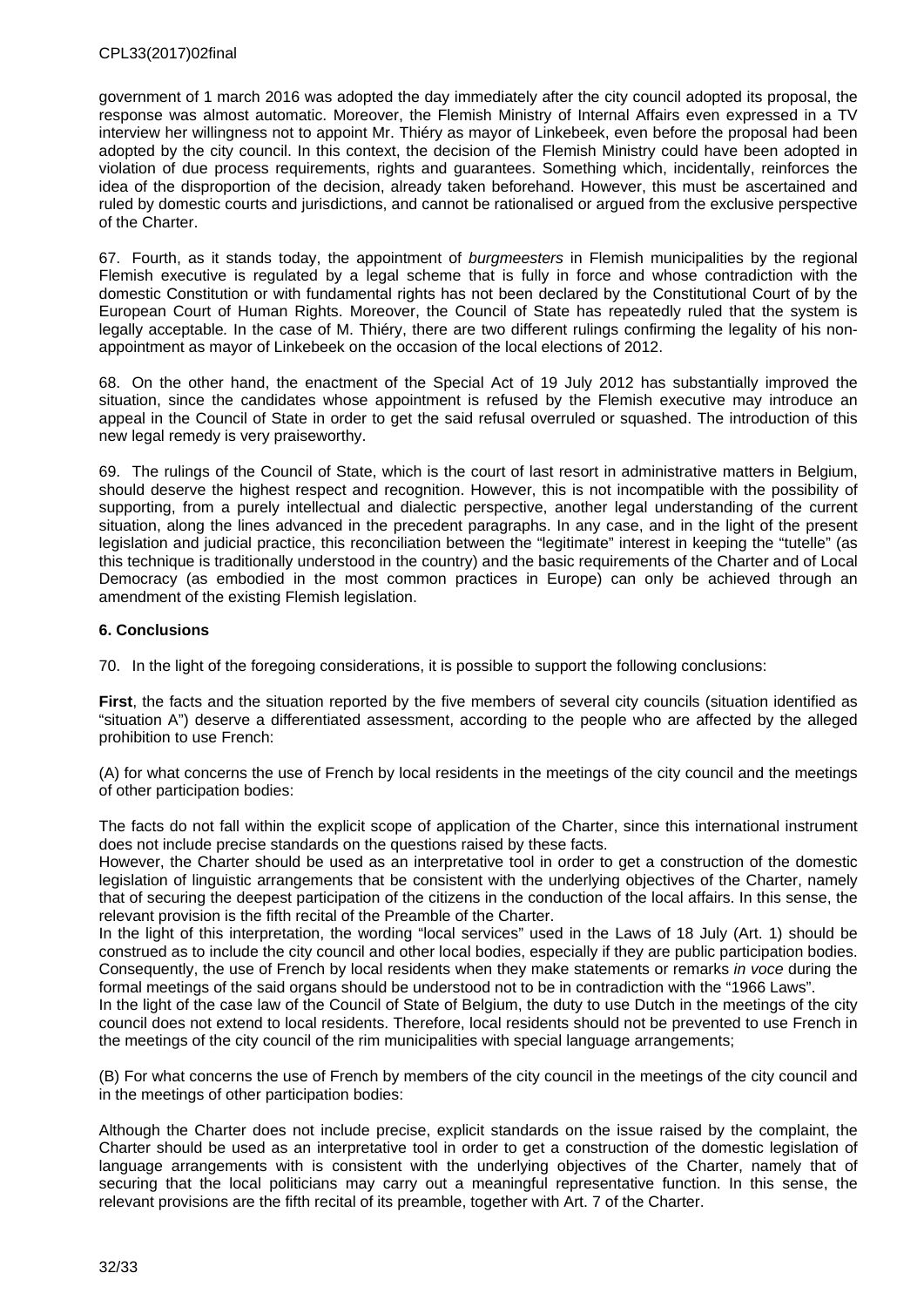government of 1 march 2016 was adopted the day immediately after the city council adopted its proposal, the response was almost automatic. Moreover, the Flemish Ministry of Internal Affairs even expressed in a TV interview her willingness not to appoint Mr. Thiéry as mayor of Linkebeek, even before the proposal had been adopted by the city council. In this context, the decision of the Flemish Ministry could have been adopted in violation of due process requirements, rights and guarantees. Something which, incidentally, reinforces the idea of the disproportion of the decision, already taken beforehand. However, this must be ascertained and ruled by domestic courts and jurisdictions, and cannot be rationalised or argued from the exclusive perspective of the Charter.

67. Fourth, as it stands today, the appointment of *burgmeesters* in Flemish municipalities by the regional Flemish executive is regulated by a legal scheme that is fully in force and whose contradiction with the domestic Constitution or with fundamental rights has not been declared by the Constitutional Court of by the European Court of Human Rights. Moreover, the Council of State has repeatedly ruled that the system is legally acceptable*.* In the case of M. Thiéry, there are two different rulings confirming the legality of his non-appointment as mayor of Linkebeek on the occasion of the local elections of 2012.

68. On the other hand, the enactment of the Special Act of 19 July 2012 has substantially improved the situation, since the candidates whose appointment is refused by the Flemish executive may introduce an appeal in the Council of State in order to get the said refusal overruled or squashed. The introduction of this new legal remedy is very praiseworthy.

69. The rulings of the Council of State, which is the court of last resort in administrative matters in Belgium, should deserve the highest respect and recognition. However, this is not incompatible with the possibility of supporting, from a purely intellectual and dialectic perspective, another legal understanding of the current situation, along the lines advanced in the precedent paragraphs. In any case, and in the light of the present legislation and judicial practice, this reconciliation between the "legitimate" interest in keeping the "tutelle" (as this technique is traditionally understood in the country) and the basic requirements of the Charter and of Local Democracy (as embodied in the most common practices in Europe) can only be achieved through an amendment of the existing Flemish legislation.

### 6. Conclusions

70. In the light of the foregoing considerations, it is possible to support the following conclusions:

**First**, the facts and the situation reported by the five members of several city councils (situation identified as "situation A") deserve a differentiated assessment, according to the people who are affected by the alleged prohibition to use French:

(A) for what concerns the use of French by local residents in the meetings of the city council and the meetings of other participation bodies:

The facts do not fall within the explicit scope of application of the Charter, since this international instrument does not include precise standards on the questions raised by these facts.
However, the Charter should be used as an interpretative tool in order to get a construction of the domestic legislation of linguistic arrangements that be consistent with the underlying objectives of the Charter, namely that of securing the deepest participation of the citizens in the conduction of the local affairs. In this sense, the relevant provision is the fifth recital of the Preamble of the Charter.
In the light of this interpretation, the wording "local services" used in the Laws of 18 July (Art. 1) should be construed as to include the city council and other local bodies, especially if they are public participation bodies. Consequently, the use of French by local residents when they make statements or remarks *in voce* during the formal meetings of the said organs should be understood not to be in contradiction with the "1966 Laws".
In the light of the case law of the Council of State of Belgium, the duty to use Dutch in the meetings of the city council does not extend to local residents. Therefore, local residents should not be prevented to use French in the meetings of the city council of the rim municipalities with special language arrangements;

(B) For what concerns the use of French by members of the city council in the meetings of the city council and in the meetings of other participation bodies:

Although the Charter does not include precise, explicit standards on the issue raised by the complaint, the Charter should be used as an interpretative tool in order to get a construction of the domestic legislation of language arrangements with is consistent with the underlying objectives of the Charter, namely that of securing that the local politicians may carry out a meaningful representative function. In this sense, the relevant provisions are the fifth recital of its preamble, together with Art. 7 of the Charter.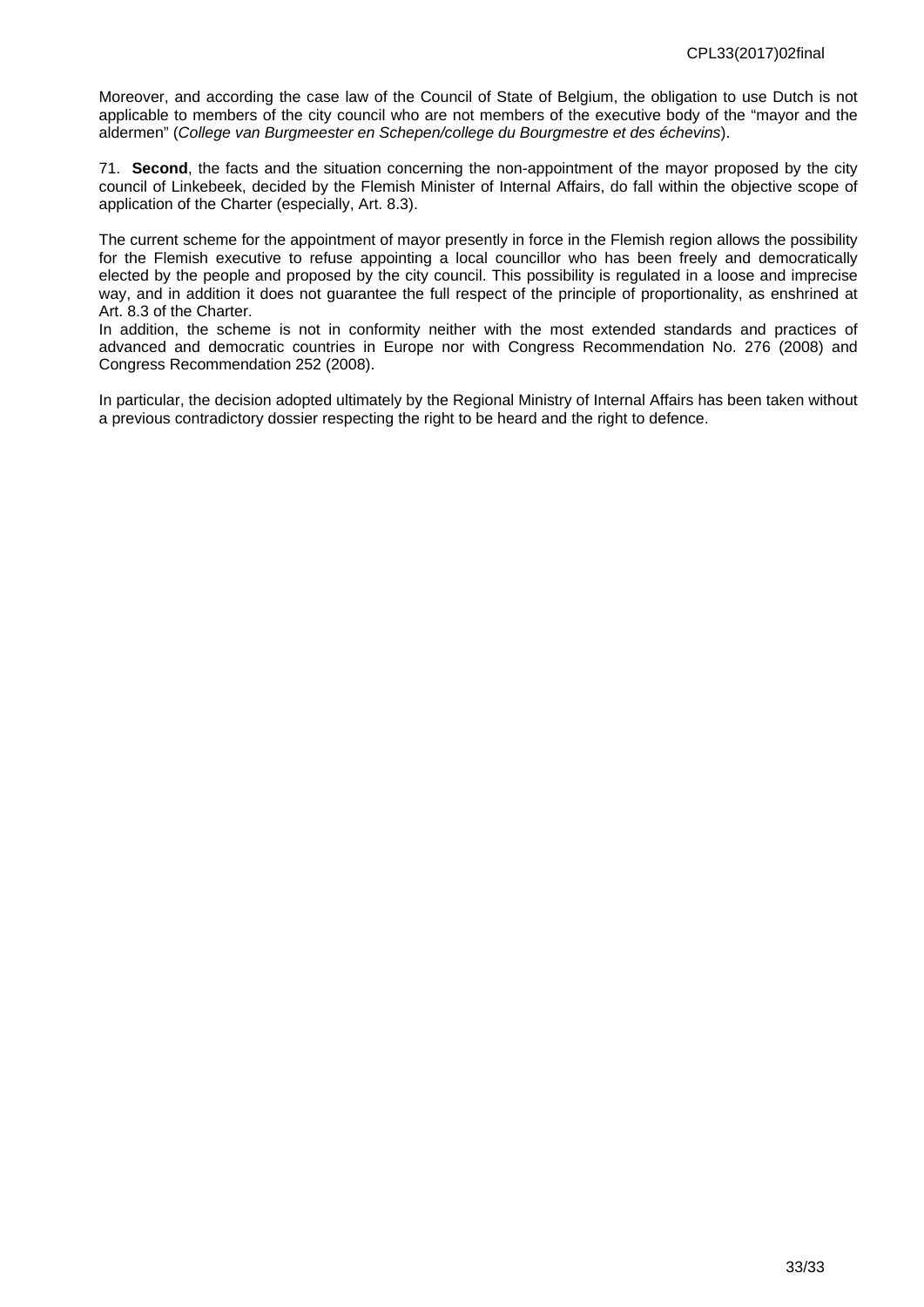Moreover, and according the case law of the Council of State of Belgium, the obligation to use Dutch is not applicable to members of the city council who are not members of the executive body of the "mayor and the aldermen" (*College van Burgmeester en Schepen/college du Bourgmestre et des échevins*).

71. **Second**, the facts and the situation concerning the non-appointment of the mayor proposed by the city council of Linkebeek, decided by the Flemish Minister of Internal Affairs, do fall within the objective scope of application of the Charter (especially, Art. 8.3).

The current scheme for the appointment of mayor presently in force in the Flemish region allows the possibility for the Flemish executive to refuse appointing a local councillor who has been freely and democratically elected by the people and proposed by the city council. This possibility is regulated in a loose and imprecise way, and in addition it does not guarantee the full respect of the principle of proportionality, as enshrined at Art. 8.3 of the Charter.
In addition, the scheme is not in conformity neither with the most extended standards and practices of advanced and democratic countries in Europe nor with Congress Recommendation No. 276 (2008) and Congress Recommendation 252 (2008).

In particular, the decision adopted ultimately by the Regional Ministry of Internal Affairs has been taken without a previous contradictory dossier respecting the right to be heard and the right to defence.